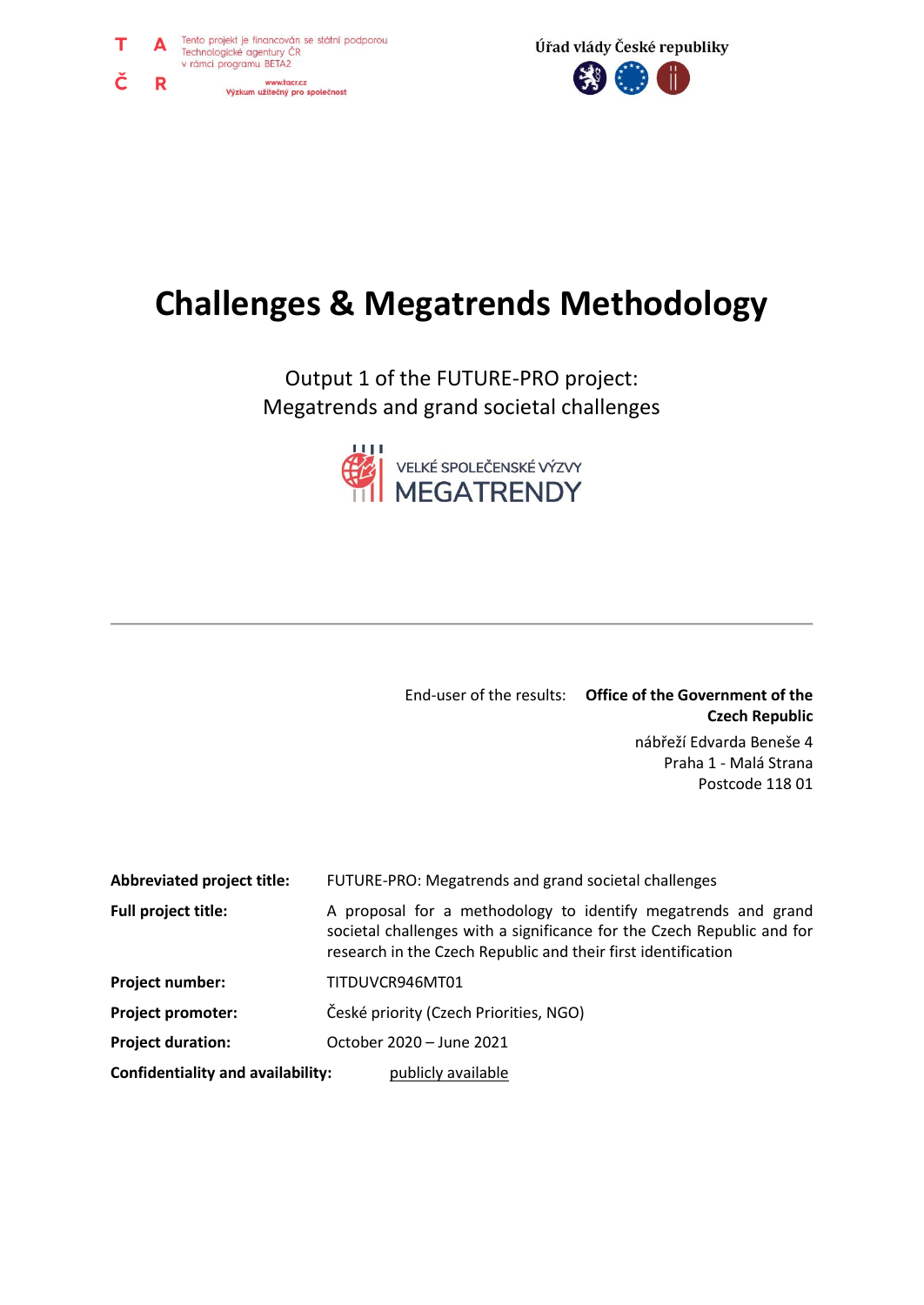Tento projekt je financován se státní podporou Technologické agentury ČR v rámci programu BETA2

www.tacr.cz
Výzkum užitečný pro společnost

Úřad vlády České republiky

# Challenges & Megatrends Methodology

Output 1 of the FUTURE-PRO project:
Megatrends and grand societal challenges

VELKÉ SPOLEČENSKÉ VÝZVY
MEGATRENDY

---

End-user of the results: **Office of the Government of the Czech Republic**
nábřeží Edvarda Beneše 4
Praha 1 - Malá Strana
Postcode 118 01

| | |
|---|---|
| **Abbreviated project title:** | FUTURE-PRO: Megatrends and grand societal challenges |
| **Full project title:** | A proposal for a methodology to identify megatrends and grand societal challenges with a significance for the Czech Republic and for research in the Czech Republic and their first identification |
| **Project number:** | TITDUVCR946MT01 |
| **Project promoter:** | České priority (Czech Priorities, NGO) |
| **Project duration:** | October 2020 – June 2021 |
| **Confidentiality and availability:** | publicly available |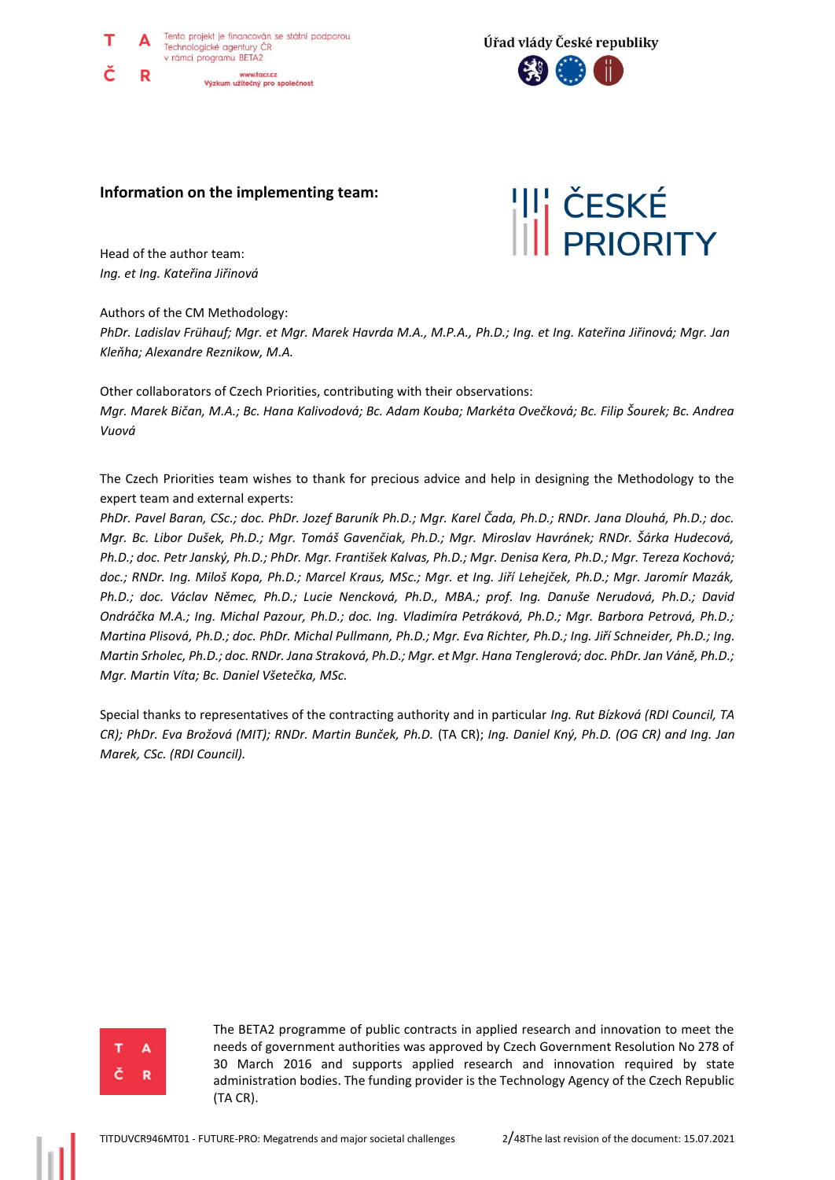## Information on the implementing team:

Head of the author team:
*Ing. et Ing. Kateřina Jiřinová*

Authors of the CM Methodology:
*PhDr. Ladislav Frühauf; Mgr. et Mgr. Marek Havrda M.A., M.P.A., Ph.D.; Ing. et Ing. Kateřina Jiřinová; Mgr. Jan Kleňha; Alexandre Reznikow, M.A.*

Other collaborators of Czech Priorities, contributing with their observations:
*Mgr. Marek Bičan, M.A.; Bc. Hana Kalivodová; Bc. Adam Kouba; Markéta Ovečková; Bc. Filip Šourek; Bc. Andrea Vuová*

The Czech Priorities team wishes to thank for precious advice and help in designing the Methodology to the expert team and external experts:
*PhDr. Pavel Baran, CSc.; doc. PhDr. Jozef Baruník Ph.D.; Mgr. Karel Čada, Ph.D.; RNDr. Jana Dlouhá, Ph.D.; doc. Mgr. Bc. Libor Dušek, Ph.D.; Mgr. Tomáš Gavenčiak, Ph.D.; Mgr. Miroslav Havránek; RNDr. Šárka Hudecová, Ph.D.; doc. Petr Janský, Ph.D.; PhDr. Mgr. František Kalvas, Ph.D.; Mgr. Denisa Kera, Ph.D.; Mgr. Tereza Kochová; doc.; RNDr. Ing. Miloš Kopa, Ph.D.; Marcel Kraus, MSc.; Mgr. et Ing. Jiří Lehejček, Ph.D.; Mgr. Jaromír Mazák, Ph.D.; doc. Václav Němec, Ph.D.; Lucie Nencková, Ph.D., MBA.; prof. Ing. Danuše Nerudová, Ph.D.; David Ondráčka M.A.; Ing. Michal Pazour, Ph.D.; doc. Ing. Vladimíra Petráková, Ph.D.; Mgr. Barbora Petrová, Ph.D.; Martina Plisová, Ph.D.; doc. PhDr. Michal Pullmann, Ph.D.; Mgr. Eva Richter, Ph.D.; Ing. Jiří Schneider, Ph.D.; Ing. Martin Srholec, Ph.D.; doc. RNDr. Jana Straková, Ph.D.; Mgr. et Mgr. Hana Tenglerová; doc. PhDr. Jan Váně, Ph.D.; Mgr. Martin Víta; Bc. Daniel Všetečka, MSc.*

Special thanks to representatives of the contracting authority and in particular *Ing. Rut Bízková (RDI Council, TA CR); PhDr. Eva Brožová (MIT); RNDr. Martin Bunček, Ph.D.* (TA CR); *Ing. Daniel Kný, Ph.D. (OG CR) and Ing. Jan Marek, CSc. (RDI Council).*

The BETA2 programme of public contracts in applied research and innovation to meet the needs of government authorities was approved by Czech Government Resolution No 278 of 30 March 2016 and supports applied research and innovation required by state administration bodies. The funding provider is the Technology Agency of the Czech Republic (TA CR).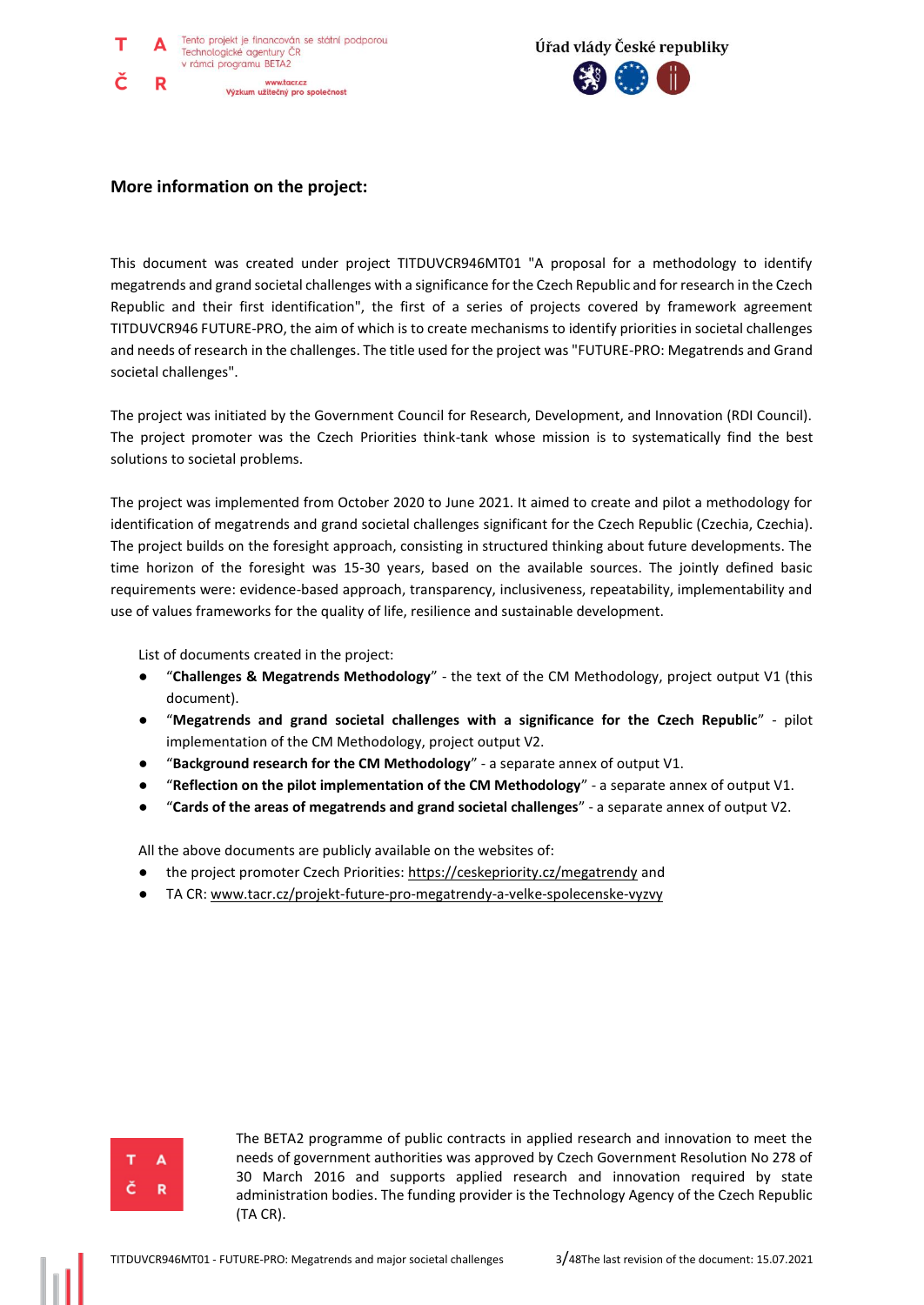## More information on the project:

This document was created under project TITDUVCR946MT01 "A proposal for a methodology to identify megatrends and grand societal challenges with a significance for the Czech Republic and for research in the Czech Republic and their first identification", the first of a series of projects covered by framework agreement TITDUVCR946 FUTURE-PRO, the aim of which is to create mechanisms to identify priorities in societal challenges and needs of research in the challenges. The title used for the project was "FUTURE-PRO: Megatrends and Grand societal challenges".

The project was initiated by the Government Council for Research, Development, and Innovation (RDI Council). The project promoter was the Czech Priorities think-tank whose mission is to systematically find the best solutions to societal problems.

The project was implemented from October 2020 to June 2021. It aimed to create and pilot a methodology for identification of megatrends and grand societal challenges significant for the Czech Republic (Czechia, Czechia). The project builds on the foresight approach, consisting in structured thinking about future developments. The time horizon of the foresight was 15-30 years, based on the available sources. The jointly defined basic requirements were: evidence-based approach, transparency, inclusiveness, repeatability, implementability and use of values frameworks for the quality of life, resilience and sustainable development.

List of documents created in the project:

- "**Challenges & Megatrends Methodology**" - the text of the CM Methodology, project output V1 (this document).
- "**Megatrends and grand societal challenges with a significance for the Czech Republic**" - pilot implementation of the CM Methodology, project output V2.
- "**Background research for the CM Methodology**" - a separate annex of output V1.
- "**Reflection on the pilot implementation of the CM Methodology**" - a separate annex of output V1.
- "**Cards of the areas of megatrends and grand societal challenges**" - a separate annex of output V2.

All the above documents are publicly available on the websites of:

- the project promoter Czech Priorities: https://ceskepriority.cz/megatrendy and
- TA CR: www.tacr.cz/projekt-future-pro-megatrendy-a-velke-spolecenske-vyzvy

The BETA2 programme of public contracts in applied research and innovation to meet the needs of government authorities was approved by Czech Government Resolution No 278 of 30 March 2016 and supports applied research and innovation required by state administration bodies. The funding provider is the Technology Agency of the Czech Republic (TA CR).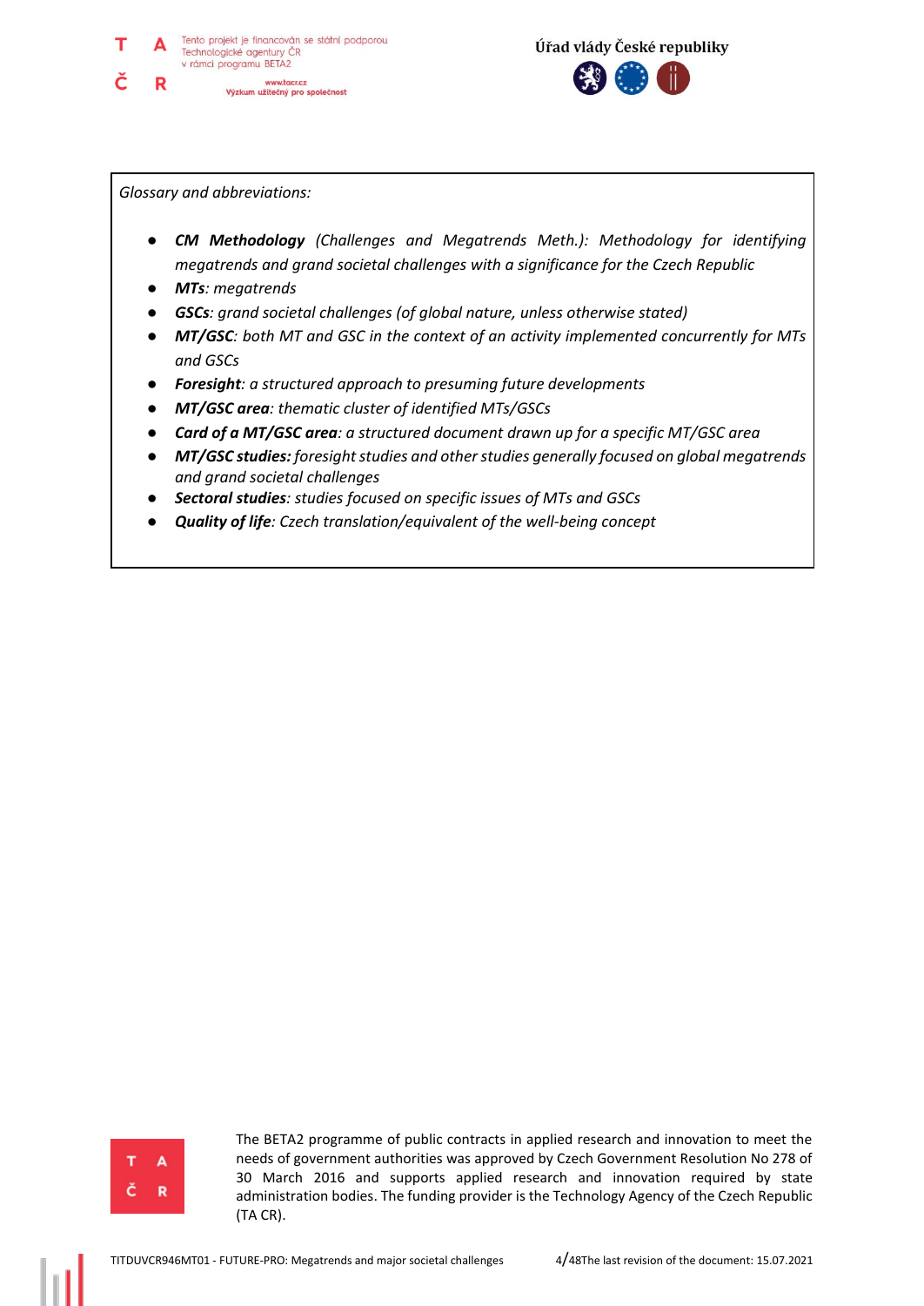*Glossary and abbreviations:*

- ***CM Methodology*** *(Challenges and Megatrends Meth.): Methodology for identifying megatrends and grand societal challenges with a significance for the Czech Republic*
- ***MTs****: megatrends*
- ***GSCs****: grand societal challenges (of global nature, unless otherwise stated)*
- ***MT/GSC****: both MT and GSC in the context of an activity implemented concurrently for MTs and GSCs*
- ***Foresight****: a structured approach to presuming future developments*
- ***MT/GSC area****: thematic cluster of identified MTs/GSCs*
- ***Card of a MT/GSC area****: a structured document drawn up for a specific MT/GSC area*
- ***MT/GSC studies:*** *foresight studies and other studies generally focused on global megatrends and grand societal challenges*
- ***Sectoral studies****: studies focused on specific issues of MTs and GSCs*
- ***Quality of life****: Czech translation/equivalent of the well-being concept*

The BETA2 programme of public contracts in applied research and innovation to meet the needs of government authorities was approved by Czech Government Resolution No 278 of 30 March 2016 and supports applied research and innovation required by state administration bodies. The funding provider is the Technology Agency of the Czech Republic (TA CR).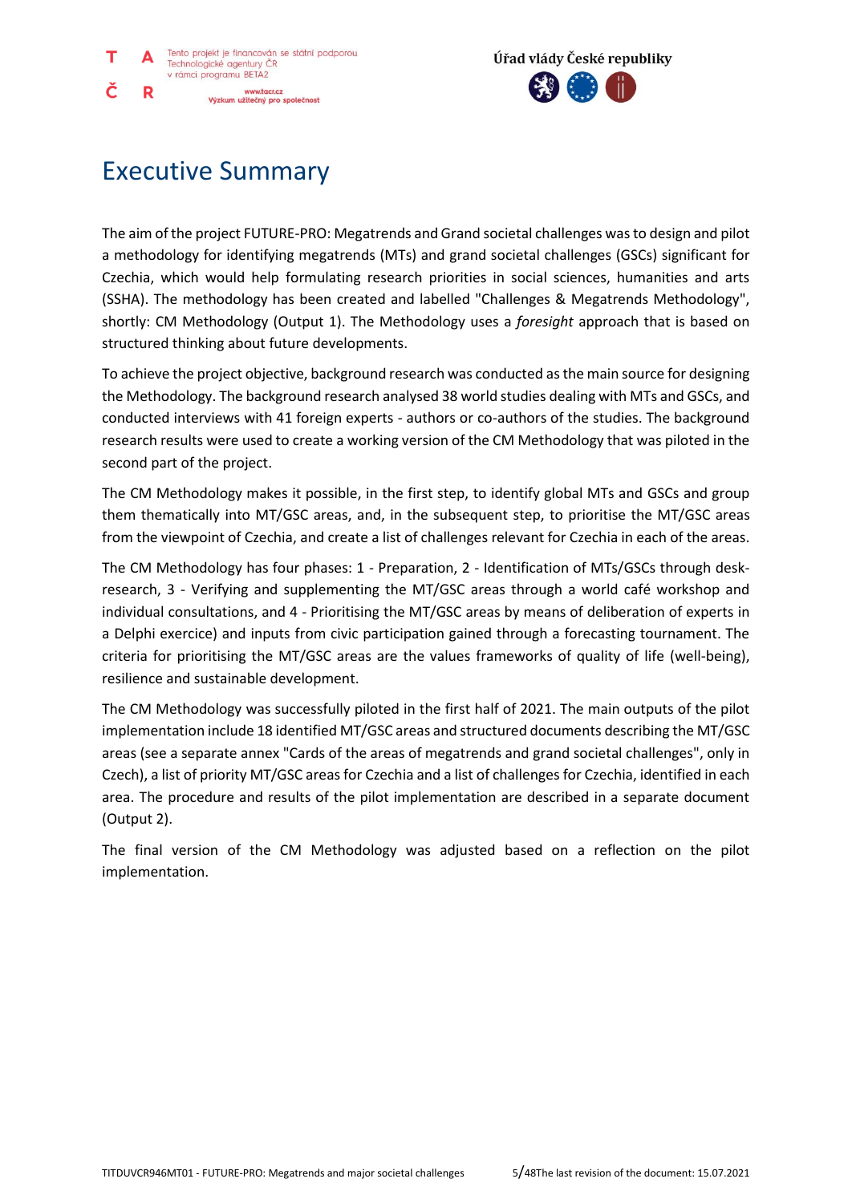# Executive Summary

The aim of the project FUTURE-PRO: Megatrends and Grand societal challenges was to design and pilot a methodology for identifying megatrends (MTs) and grand societal challenges (GSCs) significant for Czechia, which would help formulating research priorities in social sciences, humanities and arts (SSHA). The methodology has been created and labelled "Challenges & Megatrends Methodology", shortly: CM Methodology (Output 1). The Methodology uses a *foresight* approach that is based on structured thinking about future developments.

To achieve the project objective, background research was conducted as the main source for designing the Methodology. The background research analysed 38 world studies dealing with MTs and GSCs, and conducted interviews with 41 foreign experts - authors or co-authors of the studies. The background research results were used to create a working version of the CM Methodology that was piloted in the second part of the project.

The CM Methodology makes it possible, in the first step, to identify global MTs and GSCs and group them thematically into MT/GSC areas, and, in the subsequent step, to prioritise the MT/GSC areas from the viewpoint of Czechia, and create a list of challenges relevant for Czechia in each of the areas.

The CM Methodology has four phases: 1 - Preparation, 2 - Identification of MTs/GSCs through desk-research, 3 - Verifying and supplementing the MT/GSC areas through a world café workshop and individual consultations, and 4 - Prioritising the MT/GSC areas by means of deliberation of experts in a Delphi exercice) and inputs from civic participation gained through a forecasting tournament. The criteria for prioritising the MT/GSC areas are the values frameworks of quality of life (well-being), resilience and sustainable development.

The CM Methodology was successfully piloted in the first half of 2021. The main outputs of the pilot implementation include 18 identified MT/GSC areas and structured documents describing the MT/GSC areas (see a separate annex "Cards of the areas of megatrends and grand societal challenges", only in Czech), a list of priority MT/GSC areas for Czechia and a list of challenges for Czechia, identified in each area. The procedure and results of the pilot implementation are described in a separate document (Output 2).

The final version of the CM Methodology was adjusted based on a reflection on the pilot implementation.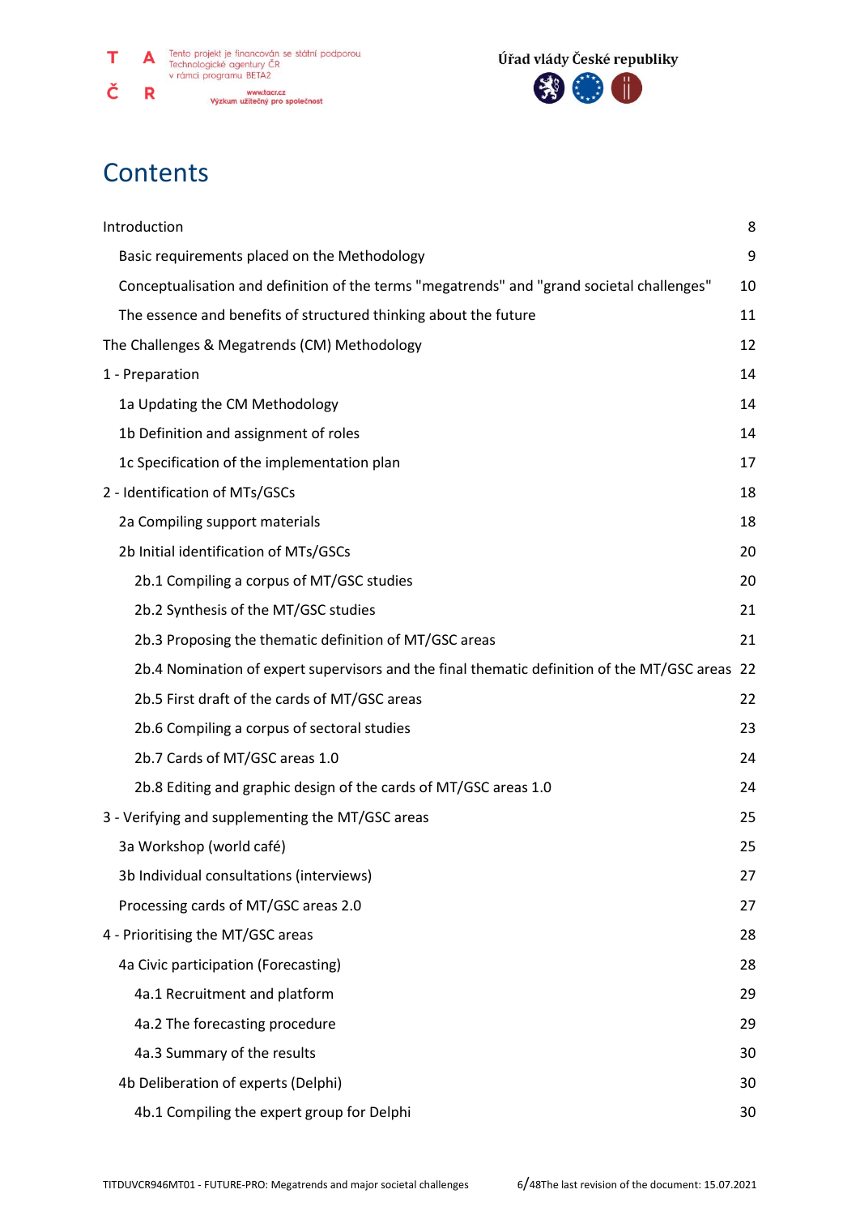# Contents

| | |
|---|---|
| Introduction | 8 |
| Basic requirements placed on the Methodology | 9 |
| Conceptualisation and definition of the terms "megatrends" and "grand societal challenges" | 10 |
| The essence and benefits of structured thinking about the future | 11 |
| The Challenges & Megatrends (CM) Methodology | 12 |
| 1 - Preparation | 14 |
| 1a Updating the CM Methodology | 14 |
| 1b Definition and assignment of roles | 14 |
| 1c Specification of the implementation plan | 17 |
| 2 - Identification of MTs/GSCs | 18 |
| 2a Compiling support materials | 18 |
| 2b Initial identification of MTs/GSCs | 20 |
| 2b.1 Compiling a corpus of MT/GSC studies | 20 |
| 2b.2 Synthesis of the MT/GSC studies | 21 |
| 2b.3 Proposing the thematic definition of MT/GSC areas | 21 |
| 2b.4 Nomination of expert supervisors and the final thematic definition of the MT/GSC areas | 22 |
| 2b.5 First draft of the cards of MT/GSC areas | 22 |
| 2b.6 Compiling a corpus of sectoral studies | 23 |
| 2b.7 Cards of MT/GSC areas 1.0 | 24 |
| 2b.8 Editing and graphic design of the cards of MT/GSC areas 1.0 | 24 |
| 3 - Verifying and supplementing the MT/GSC areas | 25 |
| 3a Workshop (world café) | 25 |
| 3b Individual consultations (interviews) | 27 |
| Processing cards of MT/GSC areas 2.0 | 27 |
| 4 - Prioritising the MT/GSC areas | 28 |
| 4a Civic participation (Forecasting) | 28 |
| 4a.1 Recruitment and platform | 29 |
| 4a.2 The forecasting procedure | 29 |
| 4a.3 Summary of the results | 30 |
| 4b Deliberation of experts (Delphi) | 30 |
| 4b.1 Compiling the expert group for Delphi | 30 |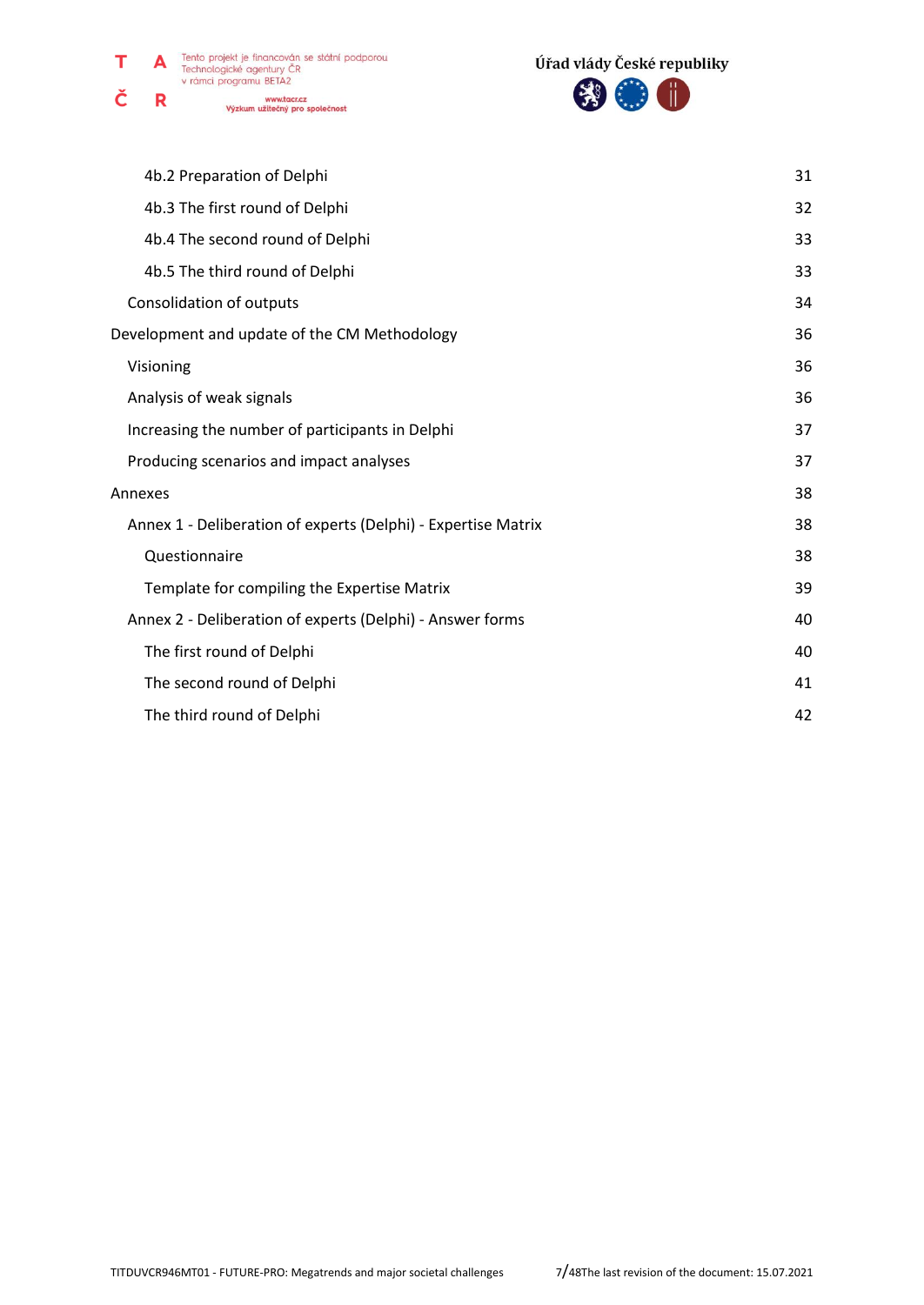4b.2 Preparation of Delphi 31

4b.3 The first round of Delphi 32

4b.4 The second round of Delphi 33

4b.5 The third round of Delphi 33

Consolidation of outputs 34

Development and update of the CM Methodology 36

Visioning 36

Analysis of weak signals 36

Increasing the number of participants in Delphi 37

Producing scenarios and impact analyses 37

Annexes 38

Annex 1 - Deliberation of experts (Delphi) - Expertise Matrix 38

Questionnaire 38

Template for compiling the Expertise Matrix 39

Annex 2 - Deliberation of experts (Delphi) - Answer forms 40

The first round of Delphi 40

The second round of Delphi 41

The third round of Delphi 42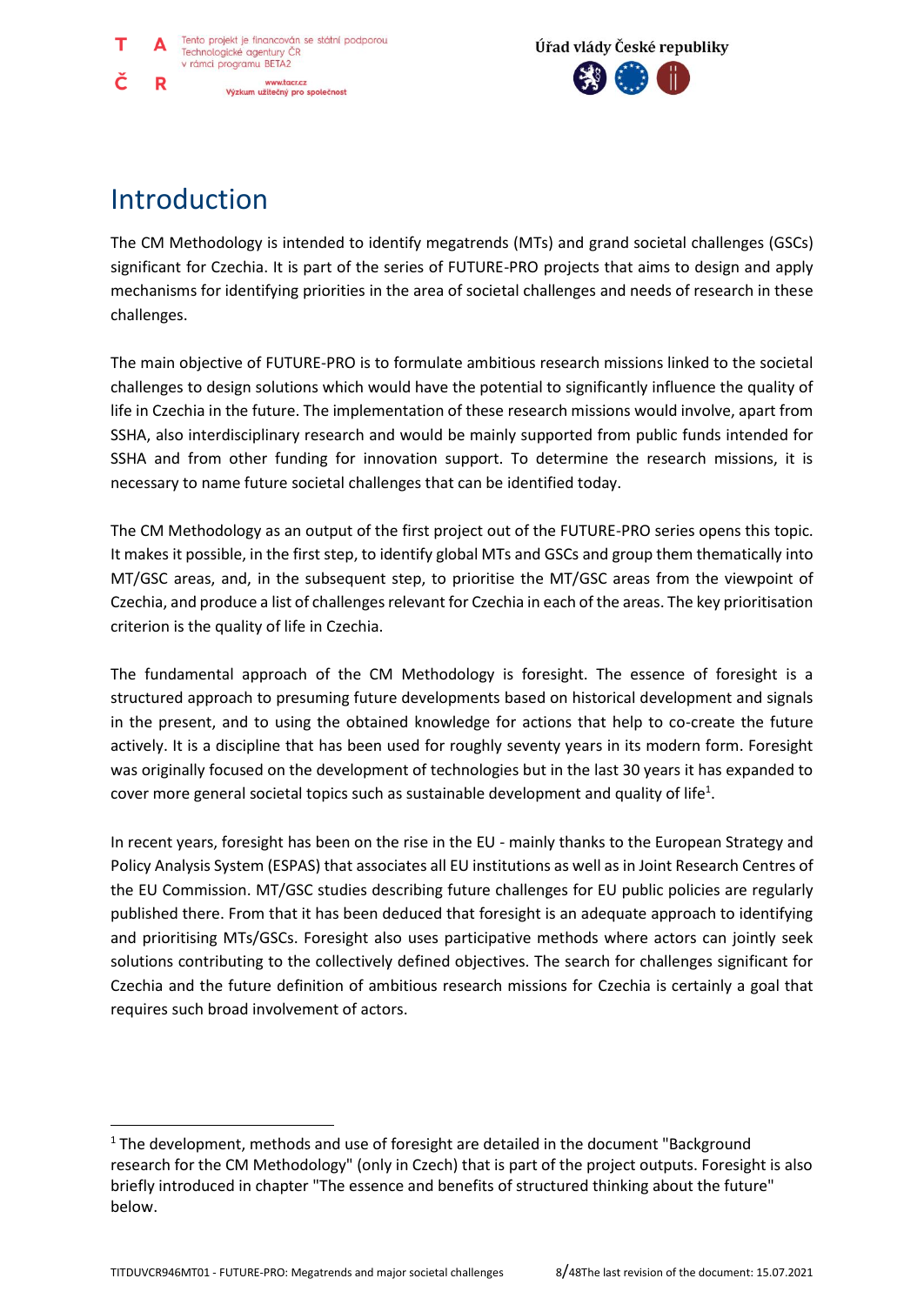# Introduction

The CM Methodology is intended to identify megatrends (MTs) and grand societal challenges (GSCs) significant for Czechia. It is part of the series of FUTURE-PRO projects that aims to design and apply mechanisms for identifying priorities in the area of societal challenges and needs of research in these challenges.

The main objective of FUTURE-PRO is to formulate ambitious research missions linked to the societal challenges to design solutions which would have the potential to significantly influence the quality of life in Czechia in the future. The implementation of these research missions would involve, apart from SSHA, also interdisciplinary research and would be mainly supported from public funds intended for SSHA and from other funding for innovation support. To determine the research missions, it is necessary to name future societal challenges that can be identified today.

The CM Methodology as an output of the first project out of the FUTURE-PRO series opens this topic. It makes it possible, in the first step, to identify global MTs and GSCs and group them thematically into MT/GSC areas, and, in the subsequent step, to prioritise the MT/GSC areas from the viewpoint of Czechia, and produce a list of challenges relevant for Czechia in each of the areas. The key prioritisation criterion is the quality of life in Czechia.

The fundamental approach of the CM Methodology is foresight. The essence of foresight is a structured approach to presuming future developments based on historical development and signals in the present, and to using the obtained knowledge for actions that help to co-create the future actively. It is a discipline that has been used for roughly seventy years in its modern form. Foresight was originally focused on the development of technologies but in the last 30 years it has expanded to cover more general societal topics such as sustainable development and quality of life[1].

In recent years, foresight has been on the rise in the EU - mainly thanks to the European Strategy and Policy Analysis System (ESPAS) that associates all EU institutions as well as in Joint Research Centres of the EU Commission. MT/GSC studies describing future challenges for EU public policies are regularly published there. From that it has been deduced that foresight is an adequate approach to identifying and prioritising MTs/GSCs. Foresight also uses participative methods where actors can jointly seek solutions contributing to the collectively defined objectives. The search for challenges significant for Czechia and the future definition of ambitious research missions for Czechia is certainly a goal that requires such broad involvement of actors.

---

[1] The development, methods and use of foresight are detailed in the document "Background research for the CM Methodology" (only in Czech) that is part of the project outputs. Foresight is also briefly introduced in chapter "The essence and benefits of structured thinking about the future" below.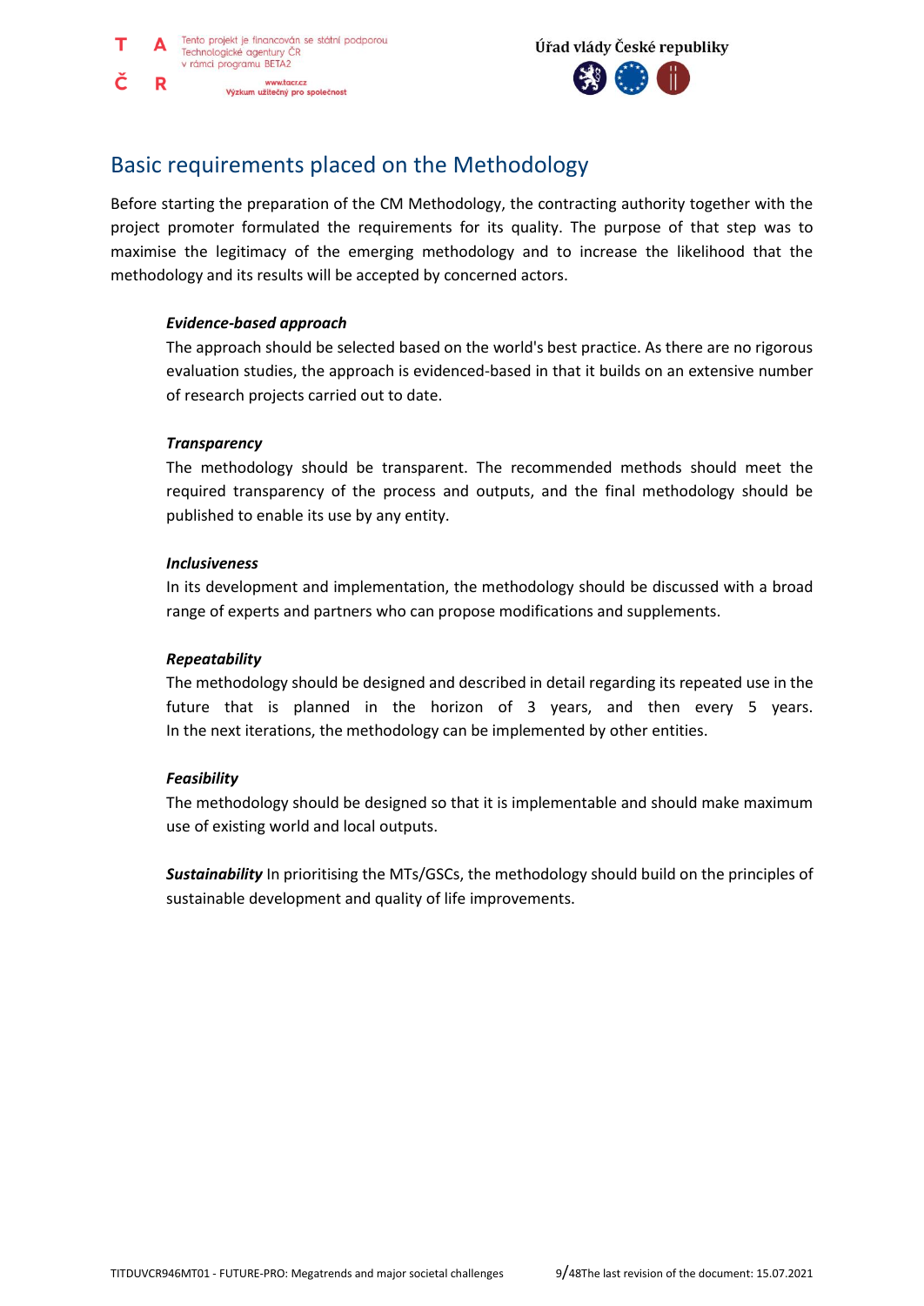## Basic requirements placed on the Methodology

Before starting the preparation of the CM Methodology, the contracting authority together with the project promoter formulated the requirements for its quality. The purpose of that step was to maximise the legitimacy of the emerging methodology and to increase the likelihood that the methodology and its results will be accepted by concerned actors.

***Evidence-based approach***
The approach should be selected based on the world's best practice. As there are no rigorous evaluation studies, the approach is evidenced-based in that it builds on an extensive number of research projects carried out to date.

***Transparency***
The methodology should be transparent. The recommended methods should meet the required transparency of the process and outputs, and the final methodology should be published to enable its use by any entity.

***Inclusiveness***
In its development and implementation, the methodology should be discussed with a broad range of experts and partners who can propose modifications and supplements.

***Repeatability***
The methodology should be designed and described in detail regarding its repeated use in the future that is planned in the horizon of 3 years, and then every 5 years. In the next iterations, the methodology can be implemented by other entities.

***Feasibility***
The methodology should be designed so that it is implementable and should make maximum use of existing world and local outputs.

***Sustainability*** In prioritising the MTs/GSCs, the methodology should build on the principles of sustainable development and quality of life improvements.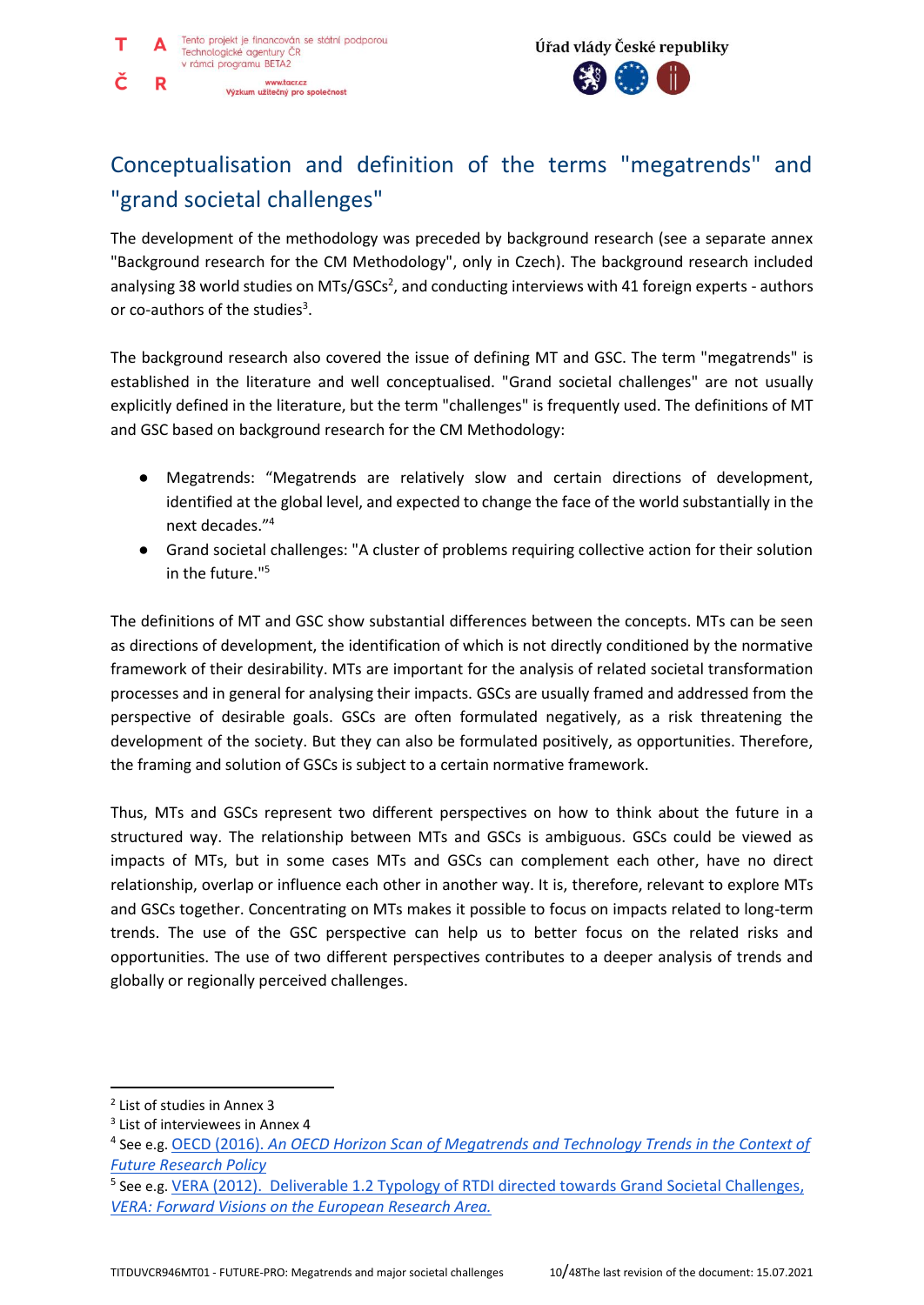# Conceptualisation and definition of the terms "megatrends" and "grand societal challenges"

The development of the methodology was preceded by background research (see a separate annex "Background research for the CM Methodology", only in Czech). The background research included analysing 38 world studies on MTs/GSCs[2], and conducting interviews with 41 foreign experts - authors or co-authors of the studies[3].

The background research also covered the issue of defining MT and GSC. The term "megatrends" is established in the literature and well conceptualised. "Grand societal challenges" are not usually explicitly defined in the literature, but the term "challenges" is frequently used. The definitions of MT and GSC based on background research for the CM Methodology:

- Megatrends: “Megatrends are relatively slow and certain directions of development, identified at the global level, and expected to change the face of the world substantially in the next decades.”[4]
- Grand societal challenges: "A cluster of problems requiring collective action for their solution in the future."[5]

The definitions of MT and GSC show substantial differences between the concepts. MTs can be seen as directions of development, the identification of which is not directly conditioned by the normative framework of their desirability. MTs are important for the analysis of related societal transformation processes and in general for analysing their impacts. GSCs are usually framed and addressed from the perspective of desirable goals. GSCs are often formulated negatively, as a risk threatening the development of the society. But they can also be formulated positively, as opportunities. Therefore, the framing and solution of GSCs is subject to a certain normative framework.

Thus, MTs and GSCs represent two different perspectives on how to think about the future in a structured way. The relationship between MTs and GSCs is ambiguous. GSCs could be viewed as impacts of MTs, but in some cases MTs and GSCs can complement each other, have no direct relationship, overlap or influence each other in another way. It is, therefore, relevant to explore MTs and GSCs together. Concentrating on MTs makes it possible to focus on impacts related to long-term trends. The use of the GSC perspective can help us to better focus on the related risks and opportunities. The use of two different perspectives contributes to a deeper analysis of trends and globally or regionally perceived challenges.

---

[2] List of studies in Annex 3

[3] List of interviewees in Annex 4

[4] See e.g. OECD (2016). *An OECD Horizon Scan of Megatrends and Technology Trends in the Context of Future Research Policy*

[5] See e.g. VERA (2012). Deliverable 1.2 Typology of RTDI directed towards Grand Societal Challenges, *VERA: Forward Visions on the European Research Area.*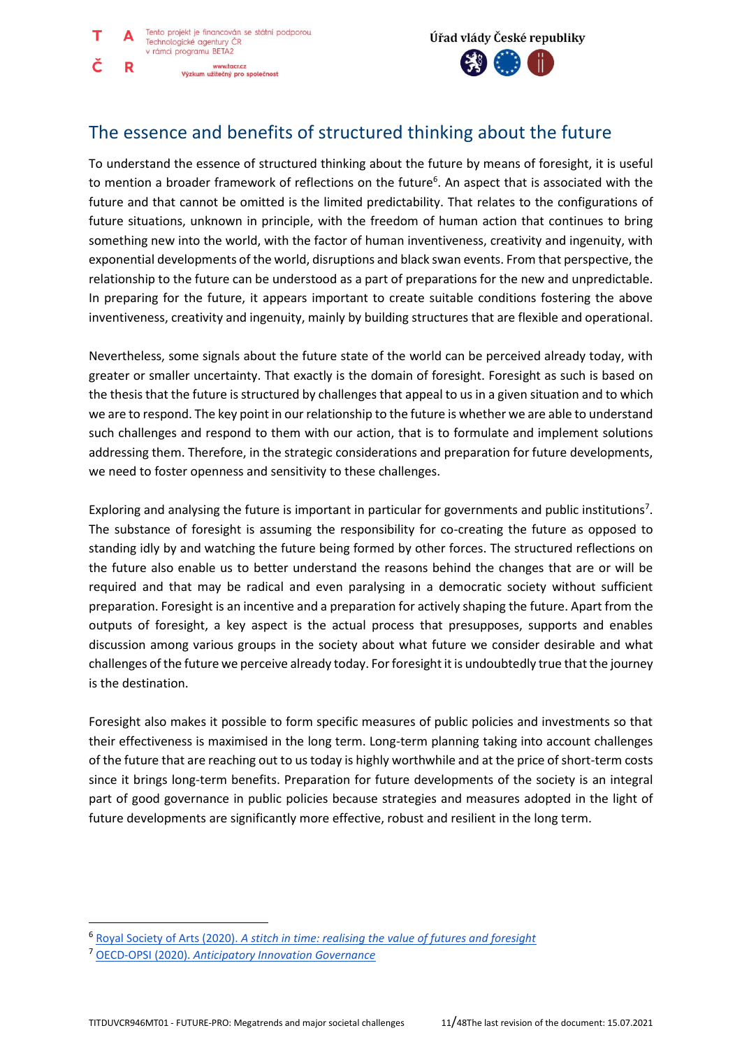## The essence and benefits of structured thinking about the future

To understand the essence of structured thinking about the future by means of foresight, it is useful to mention a broader framework of reflections on the future[6]. An aspect that is associated with the future and that cannot be omitted is the limited predictability. That relates to the configurations of future situations, unknown in principle, with the freedom of human action that continues to bring something new into the world, with the factor of human inventiveness, creativity and ingenuity, with exponential developments of the world, disruptions and black swan events. From that perspective, the relationship to the future can be understood as a part of preparations for the new and unpredictable. In preparing for the future, it appears important to create suitable conditions fostering the above inventiveness, creativity and ingenuity, mainly by building structures that are flexible and operational.

Nevertheless, some signals about the future state of the world can be perceived already today, with greater or smaller uncertainty. That exactly is the domain of foresight. Foresight as such is based on the thesis that the future is structured by challenges that appeal to us in a given situation and to which we are to respond. The key point in our relationship to the future is whether we are able to understand such challenges and respond to them with our action, that is to formulate and implement solutions addressing them. Therefore, in the strategic considerations and preparation for future developments, we need to foster openness and sensitivity to these challenges.

Exploring and analysing the future is important in particular for governments and public institutions[7]. The substance of foresight is assuming the responsibility for co-creating the future as opposed to standing idly by and watching the future being formed by other forces. The structured reflections on the future also enable us to better understand the reasons behind the changes that are or will be required and that may be radical and even paralysing in a democratic society without sufficient preparation. Foresight is an incentive and a preparation for actively shaping the future. Apart from the outputs of foresight, a key aspect is the actual process that presupposes, supports and enables discussion among various groups in the society about what future we consider desirable and what challenges of the future we perceive already today. For foresight it is undoubtedly true that the journey is the destination.

Foresight also makes it possible to form specific measures of public policies and investments so that their effectiveness is maximised in the long term. Long-term planning taking into account challenges of the future that are reaching out to us today is highly worthwhile and at the price of short-term costs since it brings long-term benefits. Preparation for future developments of the society is an integral part of good governance in public policies because strategies and measures adopted in the light of future developments are significantly more effective, robust and resilient in the long term.

---

[6] Royal Society of Arts (2020). *A stitch in time: realising the value of futures and foresight*

[7] OECD-OPSI (2020). *Anticipatory Innovation Governance*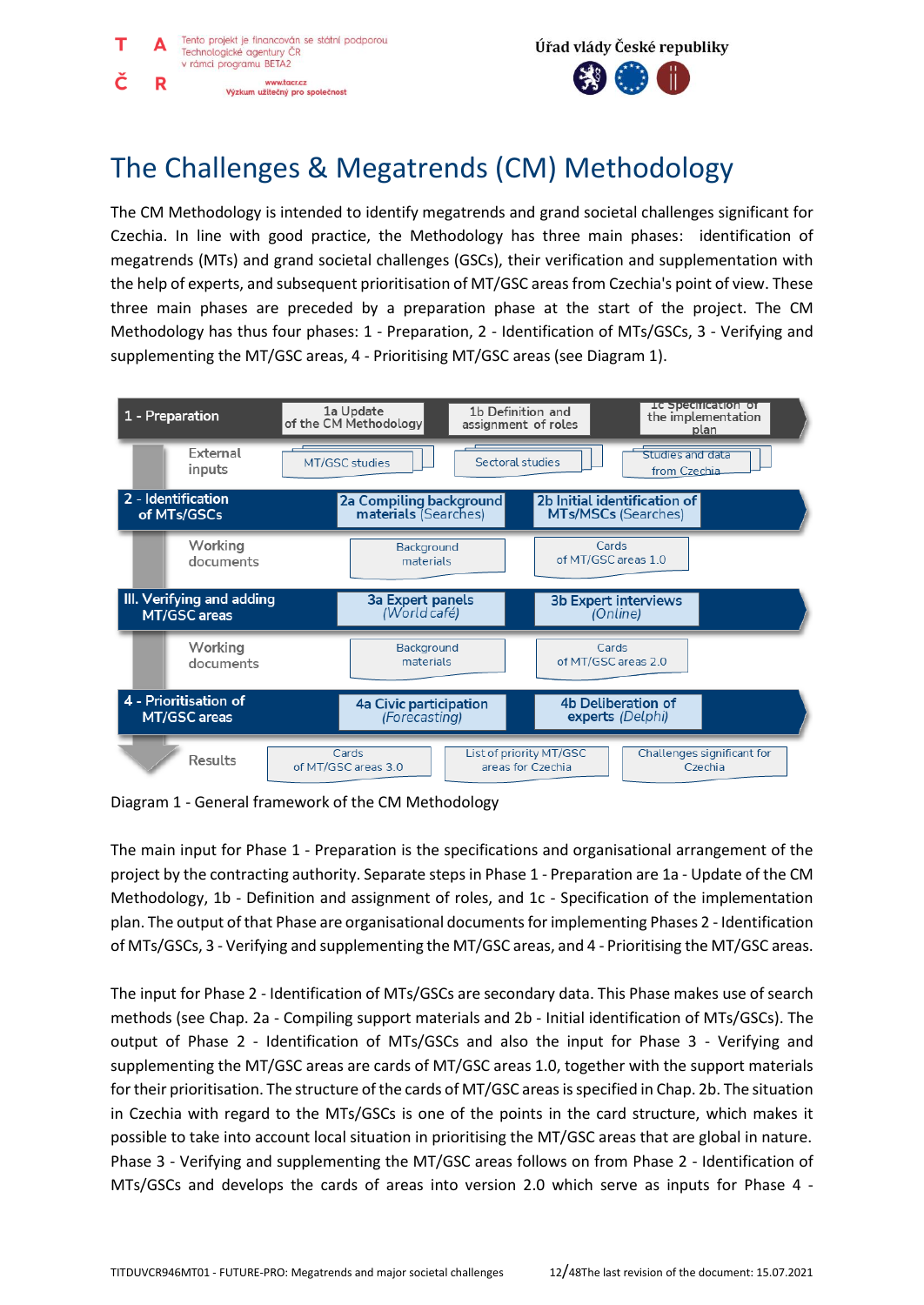# The Challenges & Megatrends (CM) Methodology

The CM Methodology is intended to identify megatrends and grand societal challenges significant for Czechia. In line with good practice, the Methodology has three main phases: identification of megatrends (MTs) and grand societal challenges (GSCs), their verification and supplementation with the help of experts, and subsequent prioritisation of MT/GSC areas from Czechia's point of view. These three main phases are preceded by a preparation phase at the start of the project. The CM Methodology has thus four phases: 1 - Preparation, 2 - Identification of MTs/GSCs, 3 - Verifying and supplementing the MT/GSC areas, 4 - Prioritising MT/GSC areas (see Diagram 1).

| Phase | | | |
|---|---|---|---|
| 1 - Preparation | 1a Update of the CM Methodology | 1b Definition and assignment of roles | 1c Specification of the implementation plan |
| External inputs | MT/GSC studies | Sectoral studies | Studies and data from Czechia |
| 2 - Identification of MTs/GSCs | 2a Compiling background materials (Searches) | 2b Initial identification of MTs/MSCs (Searches) | |
| Working documents | Background materials | Cards of MT/GSC areas 1.0 | |
| III. Verifying and adding MT/GSC areas | 3a Expert panels (World café) | 3b Expert interviews (Online) | |
| Working documents | Background materials | Cards of MT/GSC areas 2.0 | |
| 4 - Prioritisation of MT/GSC areas | 4a Civic participation (Forecasting) | 4b Deliberation of experts (Delphi) | |
| Results | Cards of MT/GSC areas 3.0 | List of priority MT/GSC areas for Czechia | Challenges significant for Czechia |

Diagram 1 - General framework of the CM Methodology

The main input for Phase 1 - Preparation is the specifications and organisational arrangement of the project by the contracting authority. Separate steps in Phase 1 - Preparation are 1a - Update of the CM Methodology, 1b - Definition and assignment of roles, and 1c - Specification of the implementation plan. The output of that Phase are organisational documents for implementing Phases 2 - Identification of MTs/GSCs, 3 - Verifying and supplementing the MT/GSC areas, and 4 - Prioritising the MT/GSC areas.

The input for Phase 2 - Identification of MTs/GSCs are secondary data. This Phase makes use of search methods (see Chap. 2a - Compiling support materials and 2b - Initial identification of MTs/GSCs). The output of Phase 2 - Identification of MTs/GSCs and also the input for Phase 3 - Verifying and supplementing the MT/GSC areas are cards of MT/GSC areas 1.0, together with the support materials for their prioritisation. The structure of the cards of MT/GSC areas is specified in Chap. 2b. The situation in Czechia with regard to the MTs/GSCs is one of the points in the card structure, which makes it possible to take into account local situation in prioritising the MT/GSC areas that are global in nature. Phase 3 - Verifying and supplementing the MT/GSC areas follows on from Phase 2 - Identification of MTs/GSCs and develops the cards of areas into version 2.0 which serve as inputs for Phase 4 -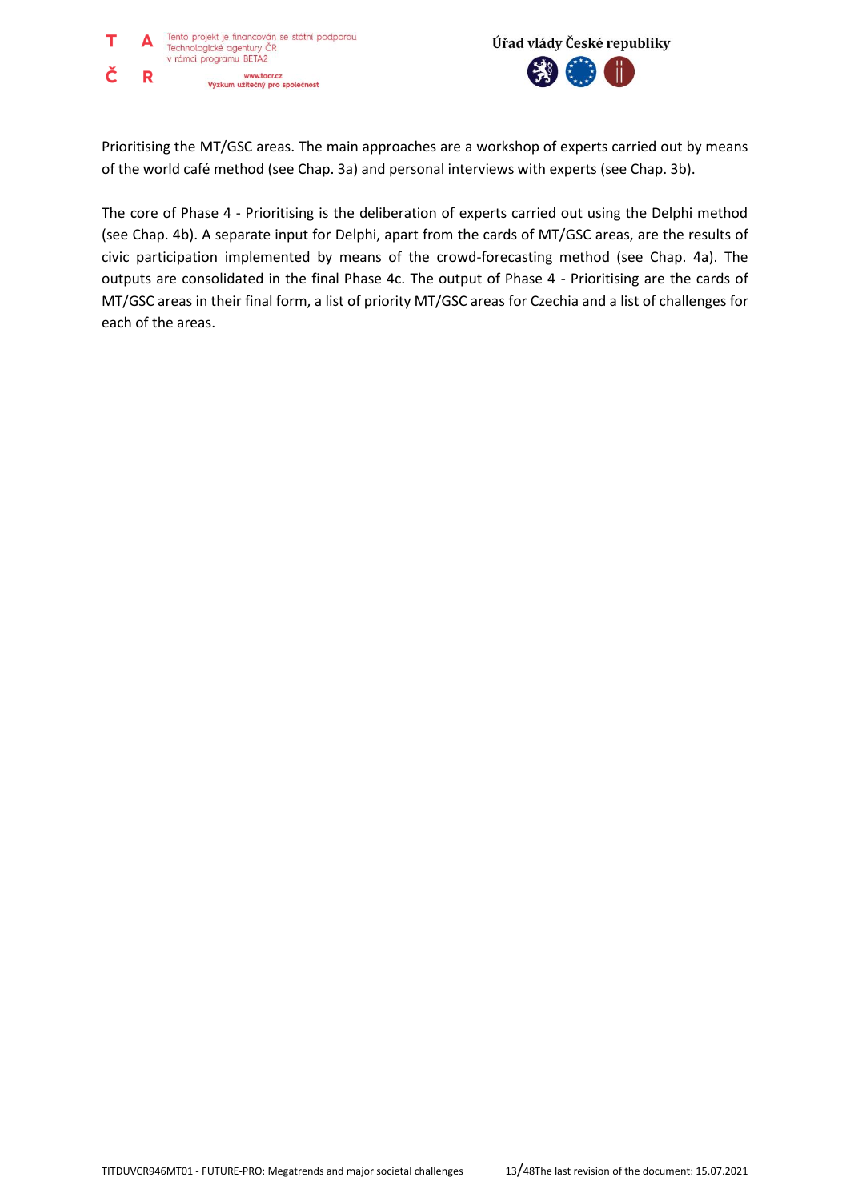Prioritising the MT/GSC areas. The main approaches are a workshop of experts carried out by means of the world café method (see Chap. 3a) and personal interviews with experts (see Chap. 3b).

The core of Phase 4 - Prioritising is the deliberation of experts carried out using the Delphi method (see Chap. 4b). A separate input for Delphi, apart from the cards of MT/GSC areas, are the results of civic participation implemented by means of the crowd-forecasting method (see Chap. 4a). The outputs are consolidated in the final Phase 4c. The output of Phase 4 - Prioritising are the cards of MT/GSC areas in their final form, a list of priority MT/GSC areas for Czechia and a list of challenges for each of the areas.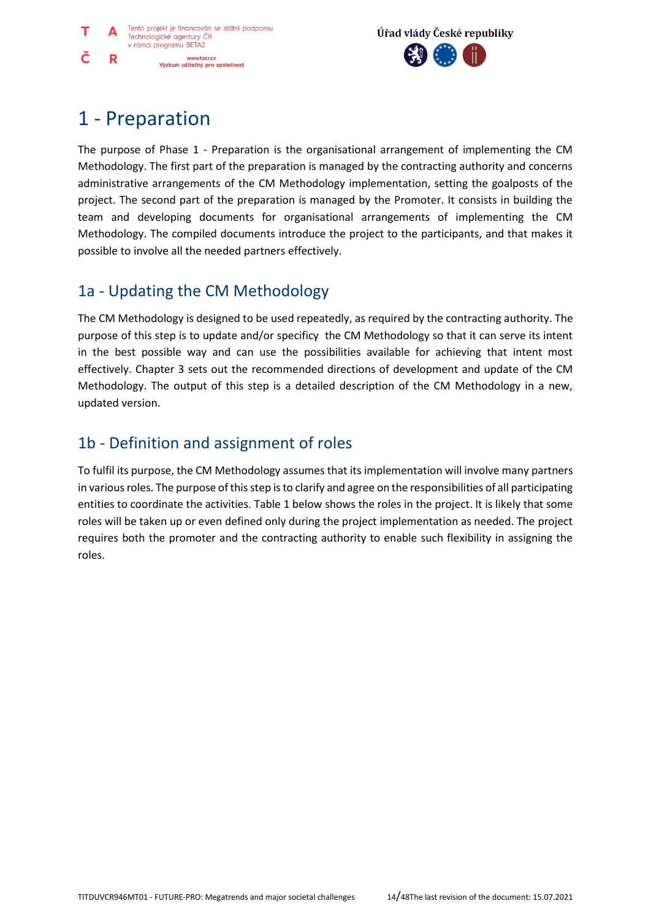# 1 - Preparation

The purpose of Phase 1 - Preparation is the organisational arrangement of implementing the CM Methodology. The first part of the preparation is managed by the contracting authority and concerns administrative arrangements of the CM Methodology implementation, setting the goalposts of the project. The second part of the preparation is managed by the Promoter. It consists in building the team and developing documents for organisational arrangements of implementing the CM Methodology. The compiled documents introduce the project to the participants, and that makes it possible to involve all the needed partners effectively.

## 1a - Updating the CM Methodology

The CM Methodology is designed to be used repeatedly, as required by the contracting authority. The purpose of this step is to update and/or specificy the CM Methodology so that it can serve its intent in the best possible way and can use the possibilities available for achieving that intent most effectively. Chapter 3 sets out the recommended directions of development and update of the CM Methodology. The output of this step is a detailed description of the CM Methodology in a new, updated version.

## 1b - Definition and assignment of roles

To fulfil its purpose, the CM Methodology assumes that its implementation will involve many partners in various roles. The purpose of this step is to clarify and agree on the responsibilities of all participating entities to coordinate the activities. Table 1 below shows the roles in the project. It is likely that some roles will be taken up or even defined only during the project implementation as needed. The project requires both the promoter and the contracting authority to enable such flexibility in assigning the roles.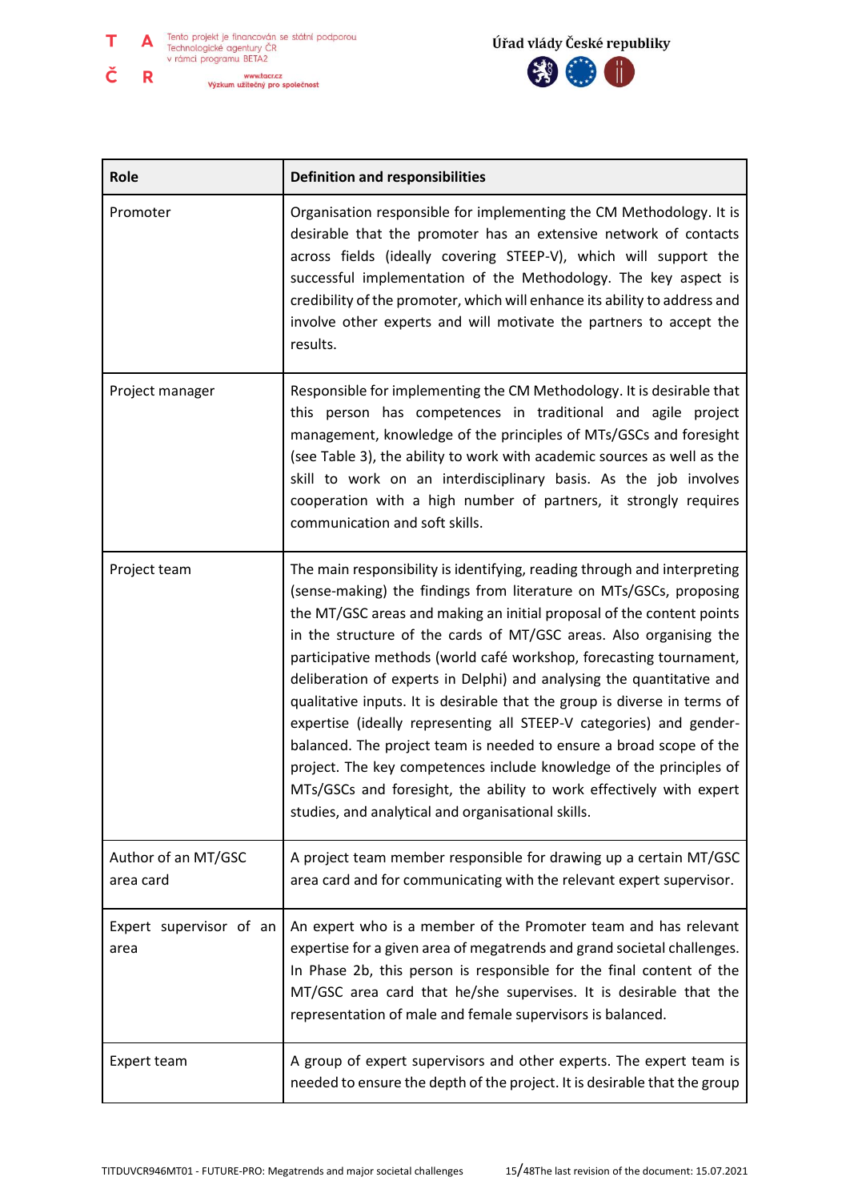| Role | Definition and responsibilities |
|---|---|
| Promoter | Organisation responsible for implementing the CM Methodology. It is desirable that the promoter has an extensive network of contacts across fields (ideally covering STEEP-V), which will support the successful implementation of the Methodology. The key aspect is credibility of the promoter, which will enhance its ability to address and involve other experts and will motivate the partners to accept the results. |
| Project manager | Responsible for implementing the CM Methodology. It is desirable that this person has competences in traditional and agile project management, knowledge of the principles of MTs/GSCs and foresight (see Table 3), the ability to work with academic sources as well as the skill to work on an interdisciplinary basis. As the job involves cooperation with a high number of partners, it strongly requires communication and soft skills. |
| Project team | The main responsibility is identifying, reading through and interpreting (sense-making) the findings from literature on MTs/GSCs, proposing the MT/GSC areas and making an initial proposal of the content points in the structure of the cards of MT/GSC areas. Also organising the participative methods (world café workshop, forecasting tournament, deliberation of experts in Delphi) and analysing the quantitative and qualitative inputs. It is desirable that the group is diverse in terms of expertise (ideally representing all STEEP-V categories) and gender-balanced. The project team is needed to ensure a broad scope of the project. The key competences include knowledge of the principles of MTs/GSCs and foresight, the ability to work effectively with expert studies, and analytical and organisational skills. |
| Author of an MT/GSC area card | A project team member responsible for drawing up a certain MT/GSC area card and for communicating with the relevant expert supervisor. |
| Expert supervisor of an area | An expert who is a member of the Promoter team and has relevant expertise for a given area of megatrends and grand societal challenges. In Phase 2b, this person is responsible for the final content of the MT/GSC area card that he/she supervises. It is desirable that the representation of male and female supervisors is balanced. |
| Expert team | A group of expert supervisors and other experts. The expert team is needed to ensure the depth of the project. It is desirable that the group |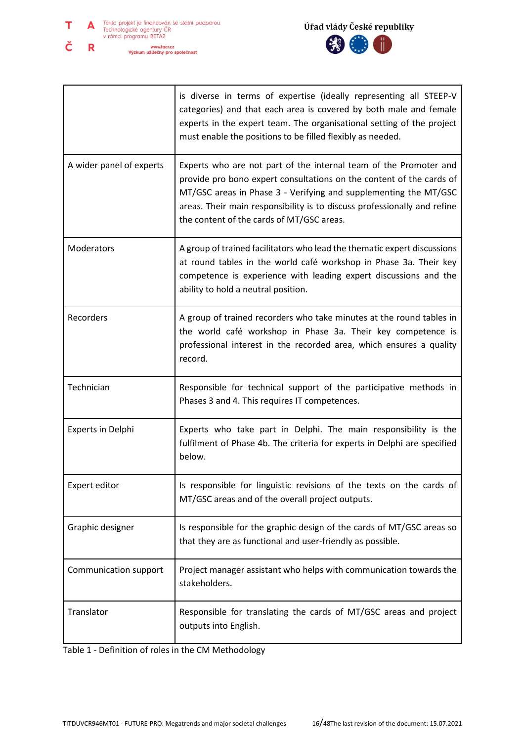| | |
|---|---|
| | is diverse in terms of expertise (ideally representing all STEEP-V categories) and that each area is covered by both male and female experts in the expert team. The organisational setting of the project must enable the positions to be filled flexibly as needed. |
| A wider panel of experts | Experts who are not part of the internal team of the Promoter and provide pro bono expert consultations on the content of the cards of MT/GSC areas in Phase 3 - Verifying and supplementing the MT/GSC areas. Their main responsibility is to discuss professionally and refine the content of the cards of MT/GSC areas. |
| Moderators | A group of trained facilitators who lead the thematic expert discussions at round tables in the world café workshop in Phase 3a. Their key competence is experience with leading expert discussions and the ability to hold a neutral position. |
| Recorders | A group of trained recorders who take minutes at the round tables in the world café workshop in Phase 3a. Their key competence is professional interest in the recorded area, which ensures a quality record. |
| Technician | Responsible for technical support of the participative methods in Phases 3 and 4. This requires IT competences. |
| Experts in Delphi | Experts who take part in Delphi. The main responsibility is the fulfilment of Phase 4b. The criteria for experts in Delphi are specified below. |
| Expert editor | Is responsible for linguistic revisions of the texts on the cards of MT/GSC areas and of the overall project outputs. |
| Graphic designer | Is responsible for the graphic design of the cards of MT/GSC areas so that they are as functional and user-friendly as possible. |
| Communication support | Project manager assistant who helps with communication towards the stakeholders. |
| Translator | Responsible for translating the cards of MT/GSC areas and project outputs into English. |

Table 1 - Definition of roles in the CM Methodology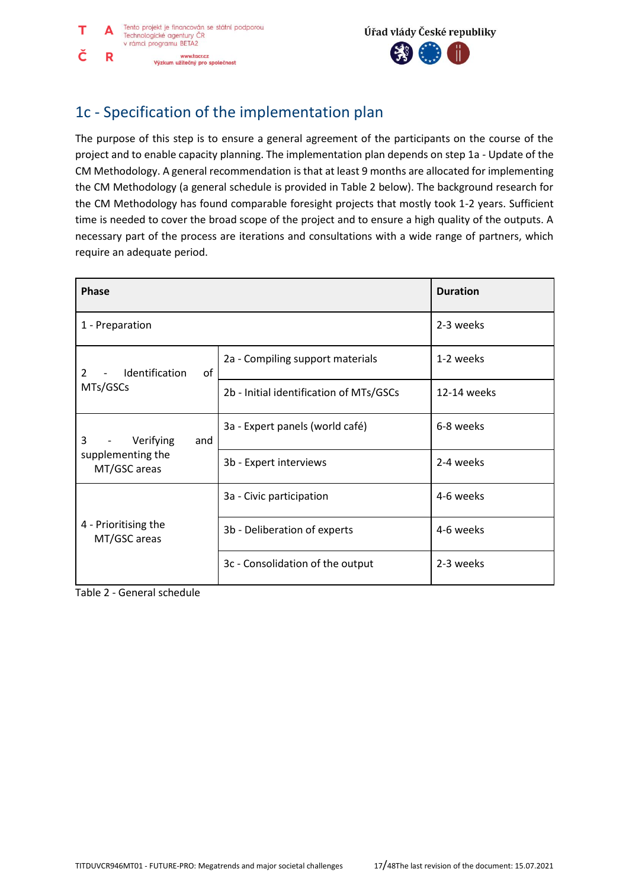## 1c - Specification of the implementation plan

The purpose of this step is to ensure a general agreement of the participants on the course of the project and to enable capacity planning. The implementation plan depends on step 1a - Update of the CM Methodology. A general recommendation is that at least 9 months are allocated for implementing the CM Methodology (a general schedule is provided in Table 2 below). The background research for the CM Methodology has found comparable foresight projects that mostly took 1-2 years. Sufficient time is needed to cover the broad scope of the project and to ensure a high quality of the outputs. A necessary part of the process are iterations and consultations with a wide range of partners, which require an adequate period.

| Phase | | Duration |
|---|---|---|
| 1 - Preparation | | 2-3 weeks |
| 2 - Identification of MTs/GSCs | 2a - Compiling support materials | 1-2 weeks |
| | 2b - Initial identification of MTs/GSCs | 12-14 weeks |
| 3 - Verifying and supplementing the MT/GSC areas | 3a - Expert panels (world café) | 6-8 weeks |
| | 3b - Expert interviews | 2-4 weeks |
| 4 - Prioritising the MT/GSC areas | 3a - Civic participation | 4-6 weeks |
| | 3b - Deliberation of experts | 4-6 weeks |
| | 3c - Consolidation of the output | 2-3 weeks |

Table 2 - General schedule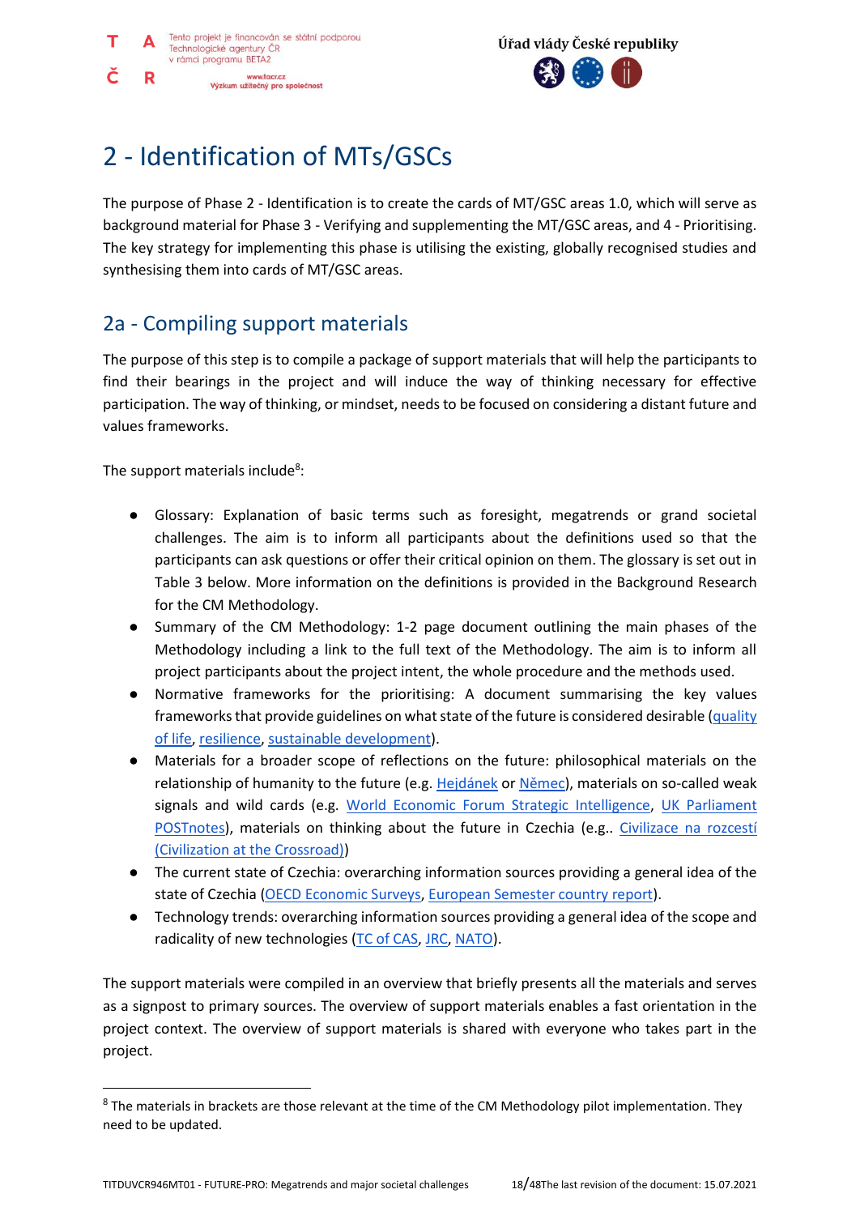# 2 - Identification of MTs/GSCs

The purpose of Phase 2 - Identification is to create the cards of MT/GSC areas 1.0, which will serve as background material for Phase 3 - Verifying and supplementing the MT/GSC areas, and 4 - Prioritising. The key strategy for implementing this phase is utilising the existing, globally recognised studies and synthesising them into cards of MT/GSC areas.

## 2a - Compiling support materials

The purpose of this step is to compile a package of support materials that will help the participants to find their bearings in the project and will induce the way of thinking necessary for effective participation. The way of thinking, or mindset, needs to be focused on considering a distant future and values frameworks.

The support materials include[8]:

- Glossary: Explanation of basic terms such as foresight, megatrends or grand societal challenges. The aim is to inform all participants about the definitions used so that the participants can ask questions or offer their critical opinion on them. The glossary is set out in Table 3 below. More information on the definitions is provided in the Background Research for the CM Methodology.
- Summary of the CM Methodology: 1-2 page document outlining the main phases of the Methodology including a link to the full text of the Methodology. The aim is to inform all project participants about the project intent, the whole procedure and the methods used.
- Normative frameworks for the prioritising: A document summarising the key values frameworks that provide guidelines on what state of the future is considered desirable (quality of life, resilience, sustainable development).
- Materials for a broader scope of reflections on the future: philosophical materials on the relationship of humanity to the future (e.g. Hejdánek or Němec), materials on so-called weak signals and wild cards (e.g. World Economic Forum Strategic Intelligence, UK Parliament POSTnotes), materials on thinking about the future in Czechia (e.g.. Civilizace na rozcestí (Civilization at the Crossroad))
- The current state of Czechia: overarching information sources providing a general idea of the state of Czechia (OECD Economic Surveys, European Semester country report).
- Technology trends: overarching information sources providing a general idea of the scope and radicality of new technologies (TC of CAS, JRC, NATO).

The support materials were compiled in an overview that briefly presents all the materials and serves as a signpost to primary sources. The overview of support materials enables a fast orientation in the project context. The overview of support materials is shared with everyone who takes part in the project.

[8] The materials in brackets are those relevant at the time of the CM Methodology pilot implementation. They need to be updated.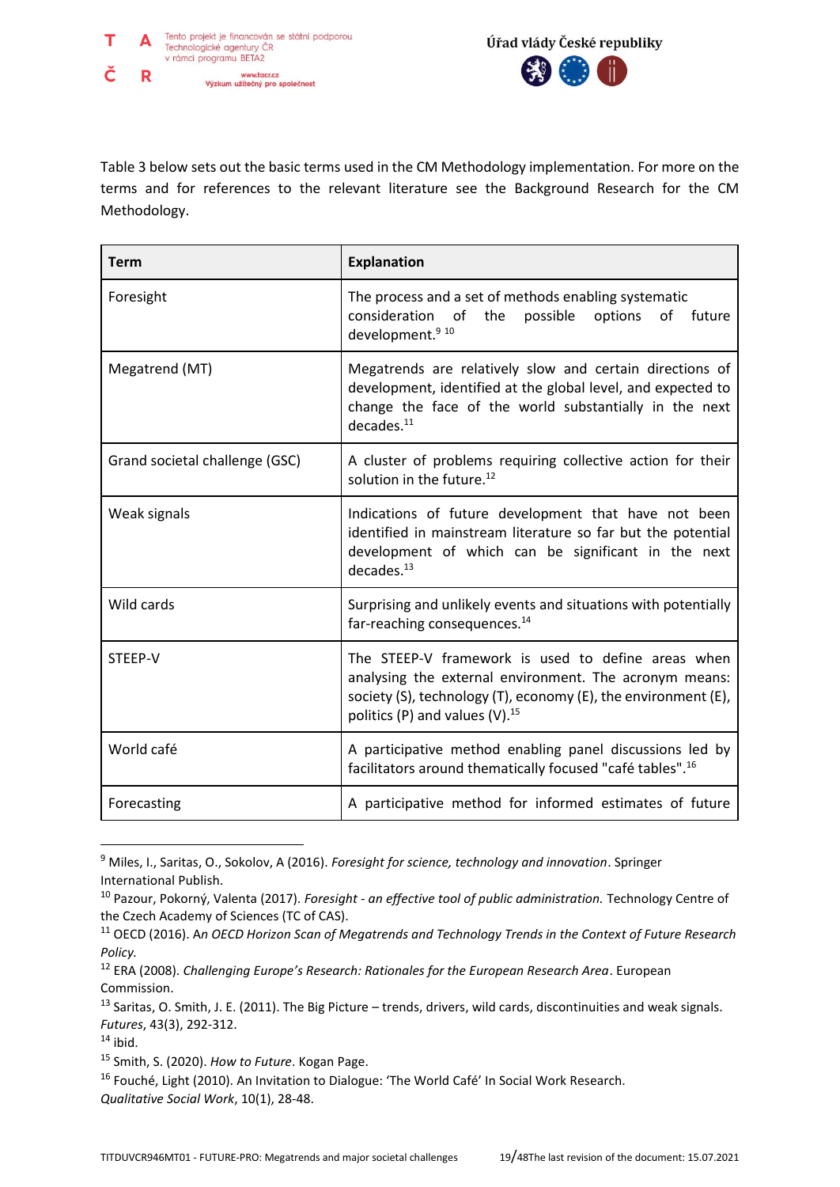Table 3 below sets out the basic terms used in the CM Methodology implementation. For more on the terms and for references to the relevant literature see the Background Research for the CM Methodology.

| Term | Explanation |
|---|---|
| Foresight | The process and a set of methods enabling systematic consideration of the possible options of future development.[9] [10] |
| Megatrend (MT) | Megatrends are relatively slow and certain directions of development, identified at the global level, and expected to change the face of the world substantially in the next decades.[11] |
| Grand societal challenge (GSC) | A cluster of problems requiring collective action for their solution in the future.[12] |
| Weak signals | Indications of future development that have not been identified in mainstream literature so far but the potential development of which can be significant in the next decades.[13] |
| Wild cards | Surprising and unlikely events and situations with potentially far-reaching consequences.[14] |
| STEEP-V | The STEEP-V framework is used to define areas when analysing the external environment. The acronym means: society (S), technology (T), economy (E), the environment (E), politics (P) and values (V).[15] |
| World café | A participative method enabling panel discussions led by facilitators around thematically focused "café tables".[16] |
| Forecasting | A participative method for informed estimates of future |

[9] Miles, I., Saritas, O., Sokolov, A (2016). *Foresight for science, technology and innovation*. Springer International Publish.

[10] Pazour, Pokorný, Valenta (2017). *Foresight - an effective tool of public administration.* Technology Centre of the Czech Academy of Sciences (TC of CAS).

[11] OECD (2016). *An OECD Horizon Scan of Megatrends and Technology Trends in the Context of Future Research Policy.*

[12] ERA (2008). *Challenging Europe's Research: Rationales for the European Research Area*. European Commission.

[13] Saritas, O. Smith, J. E. (2011). The Big Picture – trends, drivers, wild cards, discontinuities and weak signals. *Futures*, 43(3), 292-312.

[14] ibid.

[15] Smith, S. (2020). *How to Future*. Kogan Page.

[16] Fouché, Light (2010). An Invitation to Dialogue: 'The World Café' In Social Work Research. *Qualitative Social Work*, 10(1), 28-48.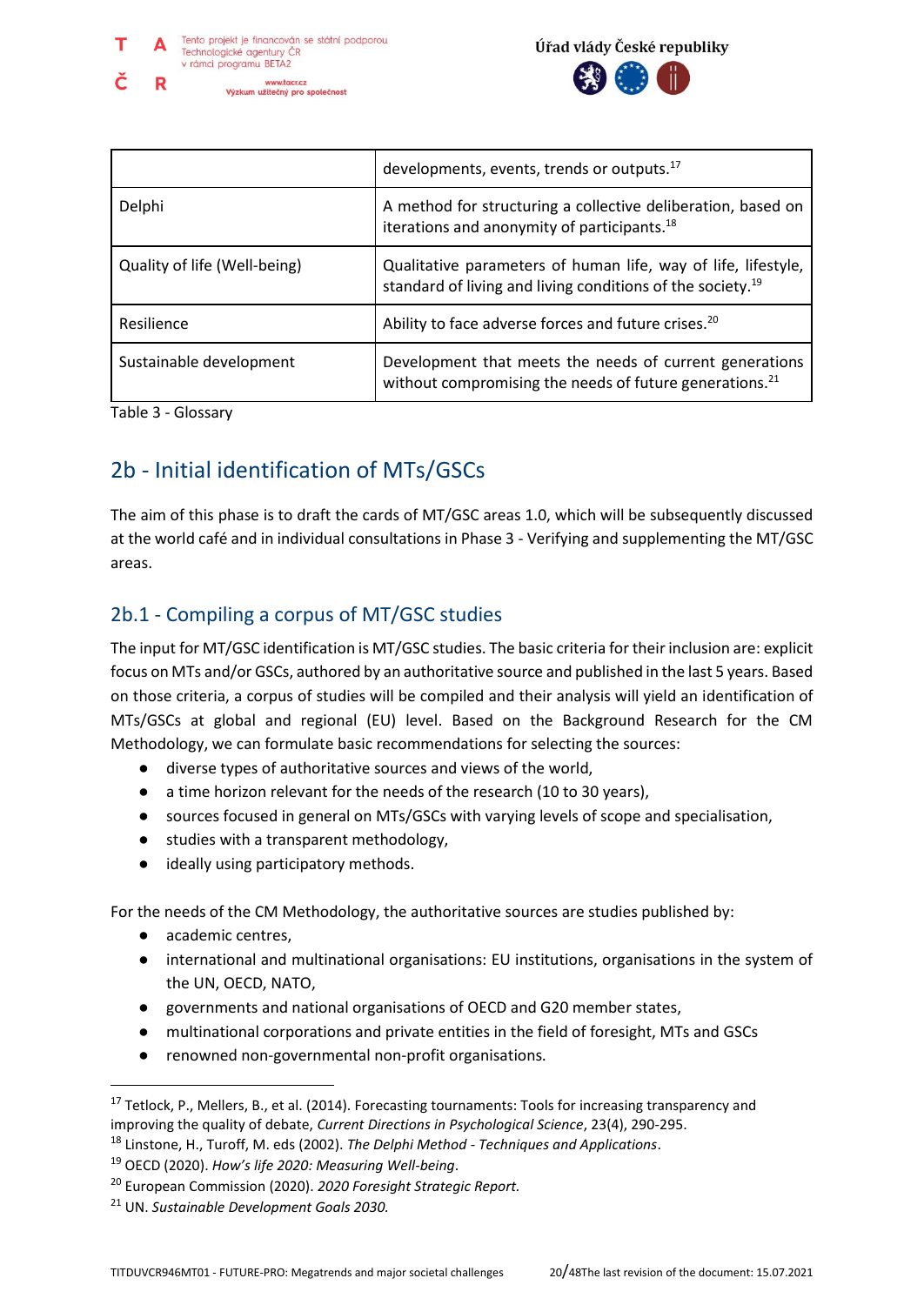|  |  |
|---|---|
|  | developments, events, trends or outputs.[17] |
| Delphi | A method for structuring a collective deliberation, based on iterations and anonymity of participants.[18] |
| Quality of life (Well-being) | Qualitative parameters of human life, way of life, lifestyle, standard of living and living conditions of the society.[19] |
| Resilience | Ability to face adverse forces and future crises.[20] |
| Sustainable development | Development that meets the needs of current generations without compromising the needs of future generations.[21] |

Table 3 - Glossary

## 2b - Initial identification of MTs/GSCs

The aim of this phase is to draft the cards of MT/GSC areas 1.0, which will be subsequently discussed at the world café and in individual consultations in Phase 3 - Verifying and supplementing the MT/GSC areas.

### 2b.1 - Compiling a corpus of MT/GSC studies

The input for MT/GSC identification is MT/GSC studies. The basic criteria for their inclusion are: explicit focus on MTs and/or GSCs, authored by an authoritative source and published in the last 5 years. Based on those criteria, a corpus of studies will be compiled and their analysis will yield an identification of MTs/GSCs at global and regional (EU) level. Based on the Background Research for the CM Methodology, we can formulate basic recommendations for selecting the sources:

- diverse types of authoritative sources and views of the world,
- a time horizon relevant for the needs of the research (10 to 30 years),
- sources focused in general on MTs/GSCs with varying levels of scope and specialisation,
- studies with a transparent methodology,
- ideally using participatory methods.

For the needs of the CM Methodology, the authoritative sources are studies published by:

- academic centres,
- international and multinational organisations: EU institutions, organisations in the system of the UN, OECD, NATO,
- governments and national organisations of OECD and G20 member states,
- multinational corporations and private entities in the field of foresight, MTs and GSCs
- renowned non-governmental non-profit organisations.

---

[17] Tetlock, P., Mellers, B., et al. (2014). Forecasting tournaments: Tools for increasing transparency and improving the quality of debate, *Current Directions in Psychological Science*, 23(4), 290-295.

[18] Linstone, H., Turoff, M. eds (2002). *The Delphi Method - Techniques and Applications*.

[19] OECD (2020). *How's life 2020: Measuring Well-being*.

[20] European Commission (2020). *2020 Foresight Strategic Report.*

[21] UN. *Sustainable Development Goals 2030.*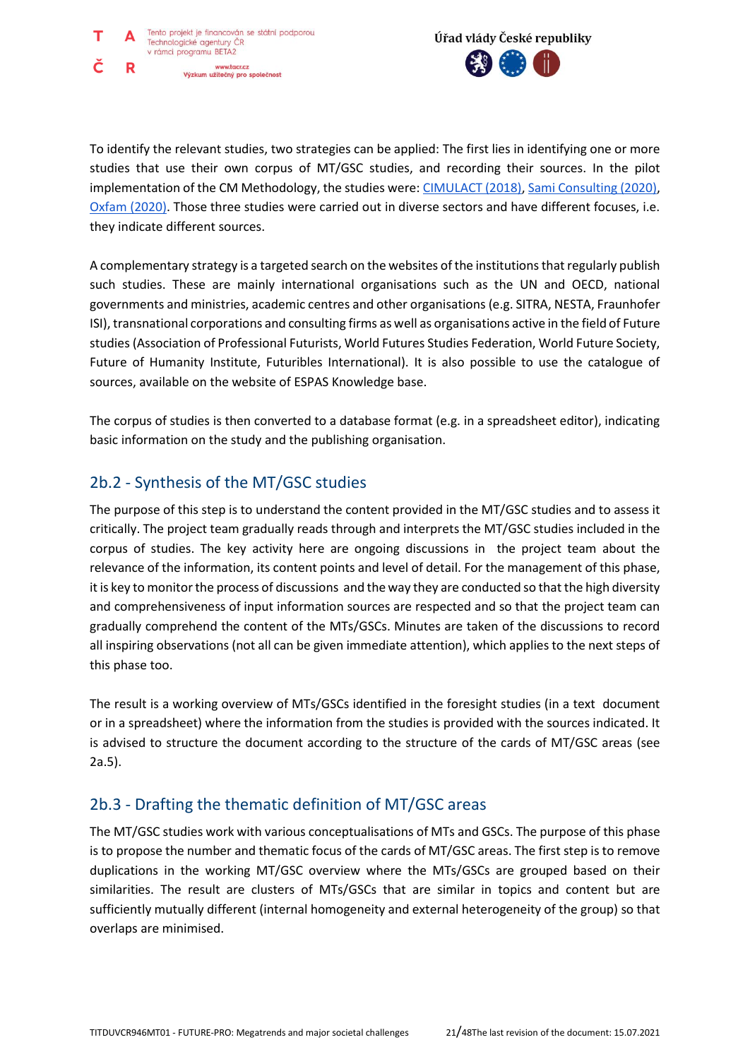To identify the relevant studies, two strategies can be applied: The first lies in identifying one or more studies that use their own corpus of MT/GSC studies, and recording their sources. In the pilot implementation of the CM Methodology, the studies were: CIMULACT (2018), Sami Consulting (2020), Oxfam (2020). Those three studies were carried out in diverse sectors and have different focuses, i.e. they indicate different sources.

A complementary strategy is a targeted search on the websites of the institutions that regularly publish such studies. These are mainly international organisations such as the UN and OECD, national governments and ministries, academic centres and other organisations (e.g. SITRA, NESTA, Fraunhofer ISI), transnational corporations and consulting firms as well as organisations active in the field of Future studies (Association of Professional Futurists, World Futures Studies Federation, World Future Society, Future of Humanity Institute, Futuribles International). It is also possible to use the catalogue of sources, available on the website of ESPAS Knowledge base.

The corpus of studies is then converted to a database format (e.g. in a spreadsheet editor), indicating basic information on the study and the publishing organisation.

## 2b.2 - Synthesis of the MT/GSC studies

The purpose of this step is to understand the content provided in the MT/GSC studies and to assess it critically. The project team gradually reads through and interprets the MT/GSC studies included in the corpus of studies. The key activity here are ongoing discussions in the project team about the relevance of the information, its content points and level of detail. For the management of this phase, it is key to monitor the process of discussions and the way they are conducted so that the high diversity and comprehensiveness of input information sources are respected and so that the project team can gradually comprehend the content of the MTs/GSCs. Minutes are taken of the discussions to record all inspiring observations (not all can be given immediate attention), which applies to the next steps of this phase too.

The result is a working overview of MTs/GSCs identified in the foresight studies (in a text document or in a spreadsheet) where the information from the studies is provided with the sources indicated. It is advised to structure the document according to the structure of the cards of MT/GSC areas (see 2a.5).

## 2b.3 - Drafting the thematic definition of MT/GSC areas

The MT/GSC studies work with various conceptualisations of MTs and GSCs. The purpose of this phase is to propose the number and thematic focus of the cards of MT/GSC areas. The first step is to remove duplications in the working MT/GSC overview where the MTs/GSCs are grouped based on their similarities. The result are clusters of MTs/GSCs that are similar in topics and content but are sufficiently mutually different (internal homogeneity and external heterogeneity of the group) so that overlaps are minimised.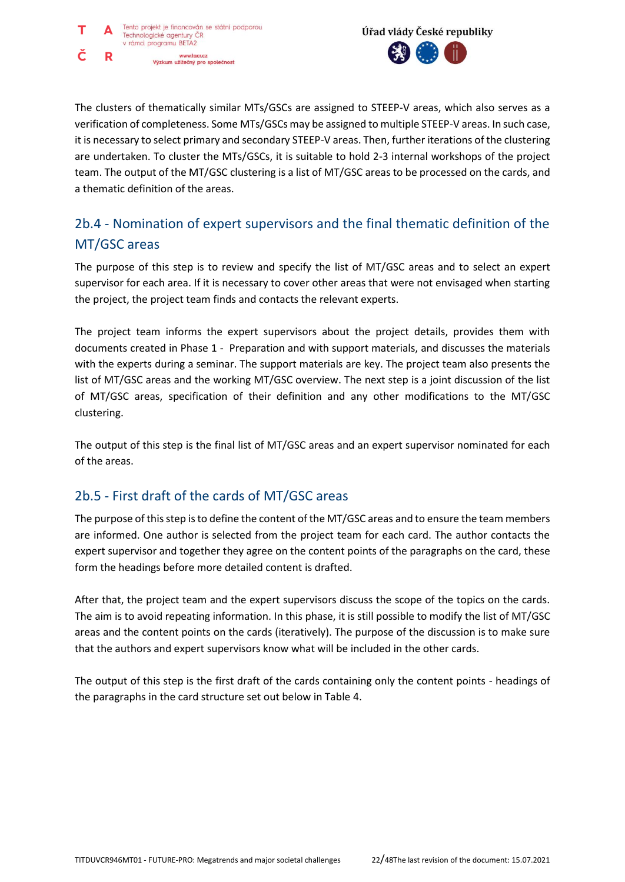The clusters of thematically similar MTs/GSCs are assigned to STEEP-V areas, which also serves as a verification of completeness. Some MTs/GSCs may be assigned to multiple STEEP-V areas. In such case, it is necessary to select primary and secondary STEEP-V areas. Then, further iterations of the clustering are undertaken. To cluster the MTs/GSCs, it is suitable to hold 2-3 internal workshops of the project team. The output of the MT/GSC clustering is a list of MT/GSC areas to be processed on the cards, and a thematic definition of the areas.

## 2b.4 - Nomination of expert supervisors and the final thematic definition of the MT/GSC areas

The purpose of this step is to review and specify the list of MT/GSC areas and to select an expert supervisor for each area. If it is necessary to cover other areas that were not envisaged when starting the project, the project team finds and contacts the relevant experts.

The project team informs the expert supervisors about the project details, provides them with documents created in Phase 1 - Preparation and with support materials, and discusses the materials with the experts during a seminar. The support materials are key. The project team also presents the list of MT/GSC areas and the working MT/GSC overview. The next step is a joint discussion of the list of MT/GSC areas, specification of their definition and any other modifications to the MT/GSC clustering.

The output of this step is the final list of MT/GSC areas and an expert supervisor nominated for each of the areas.

## 2b.5 - First draft of the cards of MT/GSC areas

The purpose of this step is to define the content of the MT/GSC areas and to ensure the team members are informed. One author is selected from the project team for each card. The author contacts the expert supervisor and together they agree on the content points of the paragraphs on the card, these form the headings before more detailed content is drafted.

After that, the project team and the expert supervisors discuss the scope of the topics on the cards. The aim is to avoid repeating information. In this phase, it is still possible to modify the list of MT/GSC areas and the content points on the cards (iteratively). The purpose of the discussion is to make sure that the authors and expert supervisors know what will be included in the other cards.

The output of this step is the first draft of the cards containing only the content points - headings of the paragraphs in the card structure set out below in Table 4.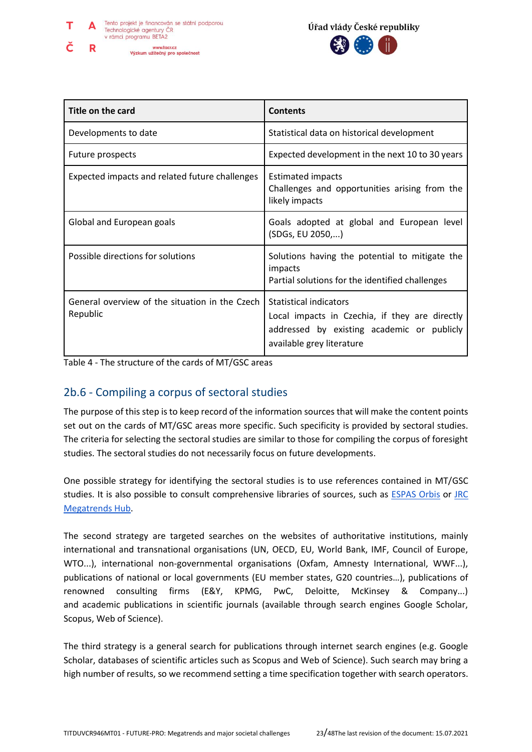| Title on the card | Contents |
|---|---|
| Developments to date | Statistical data on historical development |
| Future prospects | Expected development in the next 10 to 30 years |
| Expected impacts and related future challenges | Estimated impacts<br>Challenges and opportunities arising from the likely impacts |
| Global and European goals | Goals adopted at global and European level (SDGs, EU 2050,...) |
| Possible directions for solutions | Solutions having the potential to mitigate the impacts<br>Partial solutions for the identified challenges |
| General overview of the situation in the Czech Republic | Statistical indicators<br>Local impacts in Czechia, if they are directly addressed by existing academic or publicly available grey literature |

Table 4 - The structure of the cards of MT/GSC areas

## 2b.6 - Compiling a corpus of sectoral studies

The purpose of this step is to keep record of the information sources that will make the content points set out on the cards of MT/GSC areas more specific. Such specificity is provided by sectoral studies. The criteria for selecting the sectoral studies are similar to those for compiling the corpus of foresight studies. The sectoral studies do not necessarily focus on future developments.

One possible strategy for identifying the sectoral studies is to use references contained in MT/GSC studies. It is also possible to consult comprehensive libraries of sources, such as ESPAS Orbis or JRC Megatrends Hub.

The second strategy are targeted searches on the websites of authoritative institutions, mainly international and transnational organisations (UN, OECD, EU, World Bank, IMF, Council of Europe, WTO...), international non-governmental organisations (Oxfam, Amnesty International, WWF...), publications of national or local governments (EU member states, G20 countries…), publications of renowned consulting firms (E&Y, KPMG, PwC, Deloitte, McKinsey & Company...) and academic publications in scientific journals (available through search engines Google Scholar, Scopus, Web of Science).

The third strategy is a general search for publications through internet search engines (e.g. Google Scholar, databases of scientific articles such as Scopus and Web of Science). Such search may bring a high number of results, so we recommend setting a time specification together with search operators.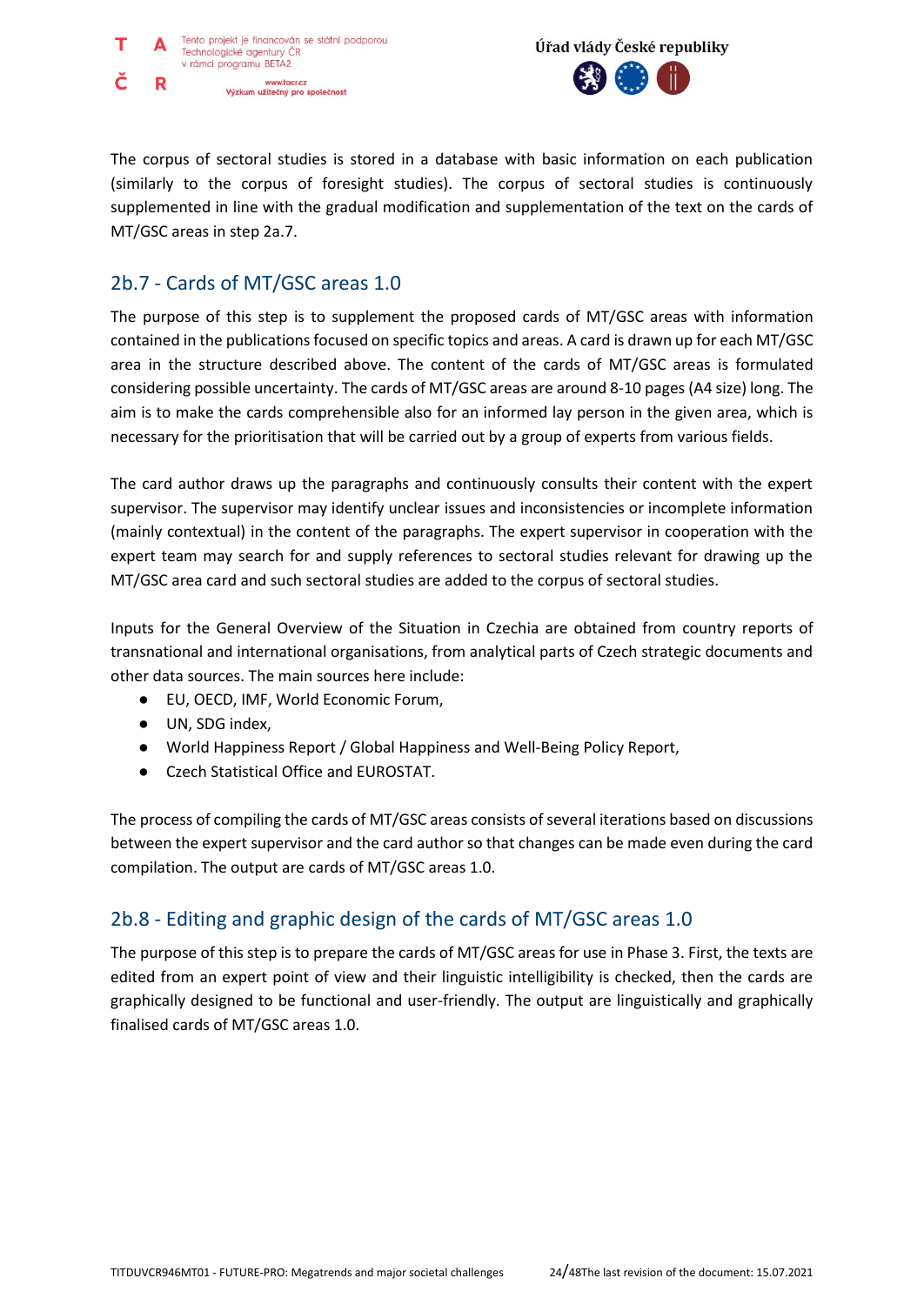The corpus of sectoral studies is stored in a database with basic information on each publication (similarly to the corpus of foresight studies). The corpus of sectoral studies is continuously supplemented in line with the gradual modification and supplementation of the text on the cards of MT/GSC areas in step 2a.7.

## 2b.7 - Cards of MT/GSC areas 1.0

The purpose of this step is to supplement the proposed cards of MT/GSC areas with information contained in the publications focused on specific topics and areas. A card is drawn up for each MT/GSC area in the structure described above. The content of the cards of MT/GSC areas is formulated considering possible uncertainty. The cards of MT/GSC areas are around 8-10 pages (A4 size) long. The aim is to make the cards comprehensible also for an informed lay person in the given area, which is necessary for the prioritisation that will be carried out by a group of experts from various fields.

The card author draws up the paragraphs and continuously consults their content with the expert supervisor. The supervisor may identify unclear issues and inconsistencies or incomplete information (mainly contextual) in the content of the paragraphs. The expert supervisor in cooperation with the expert team may search for and supply references to sectoral studies relevant for drawing up the MT/GSC area card and such sectoral studies are added to the corpus of sectoral studies.

Inputs for the General Overview of the Situation in Czechia are obtained from country reports of transnational and international organisations, from analytical parts of Czech strategic documents and other data sources. The main sources here include:

- EU, OECD, IMF, World Economic Forum,
- UN, SDG index,
- World Happiness Report / Global Happiness and Well-Being Policy Report,
- Czech Statistical Office and EUROSTAT.

The process of compiling the cards of MT/GSC areas consists of several iterations based on discussions between the expert supervisor and the card author so that changes can be made even during the card compilation. The output are cards of MT/GSC areas 1.0.

## 2b.8 - Editing and graphic design of the cards of MT/GSC areas 1.0

The purpose of this step is to prepare the cards of MT/GSC areas for use in Phase 3. First, the texts are edited from an expert point of view and their linguistic intelligibility is checked, then the cards are graphically designed to be functional and user-friendly. The output are linguistically and graphically finalised cards of MT/GSC areas 1.0.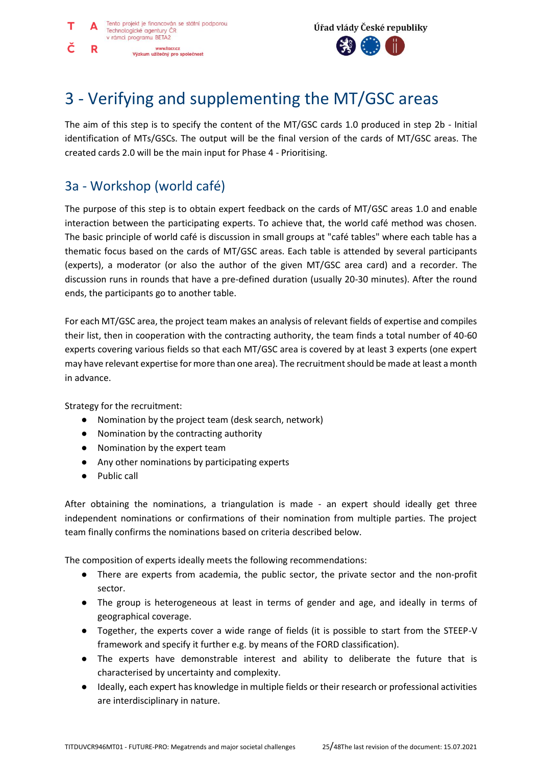# 3 - Verifying and supplementing the MT/GSC areas

The aim of this step is to specify the content of the MT/GSC cards 1.0 produced in step 2b - Initial identification of MTs/GSCs. The output will be the final version of the cards of MT/GSC areas. The created cards 2.0 will be the main input for Phase 4 - Prioritising.

## 3a - Workshop (world café)

The purpose of this step is to obtain expert feedback on the cards of MT/GSC areas 1.0 and enable interaction between the participating experts. To achieve that, the world café method was chosen. The basic principle of world café is discussion in small groups at "café tables" where each table has a thematic focus based on the cards of MT/GSC areas. Each table is attended by several participants (experts), a moderator (or also the author of the given MT/GSC area card) and a recorder. The discussion runs in rounds that have a pre-defined duration (usually 20-30 minutes). After the round ends, the participants go to another table.

For each MT/GSC area, the project team makes an analysis of relevant fields of expertise and compiles their list, then in cooperation with the contracting authority, the team finds a total number of 40-60 experts covering various fields so that each MT/GSC area is covered by at least 3 experts (one expert may have relevant expertise for more than one area). The recruitment should be made at least a month in advance.

Strategy for the recruitment:

- Nomination by the project team (desk search, network)
- Nomination by the contracting authority
- Nomination by the expert team
- Any other nominations by participating experts
- Public call

After obtaining the nominations, a triangulation is made - an expert should ideally get three independent nominations or confirmations of their nomination from multiple parties. The project team finally confirms the nominations based on criteria described below.

The composition of experts ideally meets the following recommendations:

- There are experts from academia, the public sector, the private sector and the non-profit sector.
- The group is heterogeneous at least in terms of gender and age, and ideally in terms of geographical coverage.
- Together, the experts cover a wide range of fields (it is possible to start from the STEEP-V framework and specify it further e.g. by means of the FORD classification).
- The experts have demonstrable interest and ability to deliberate the future that is characterised by uncertainty and complexity.
- Ideally, each expert has knowledge in multiple fields or their research or professional activities are interdisciplinary in nature.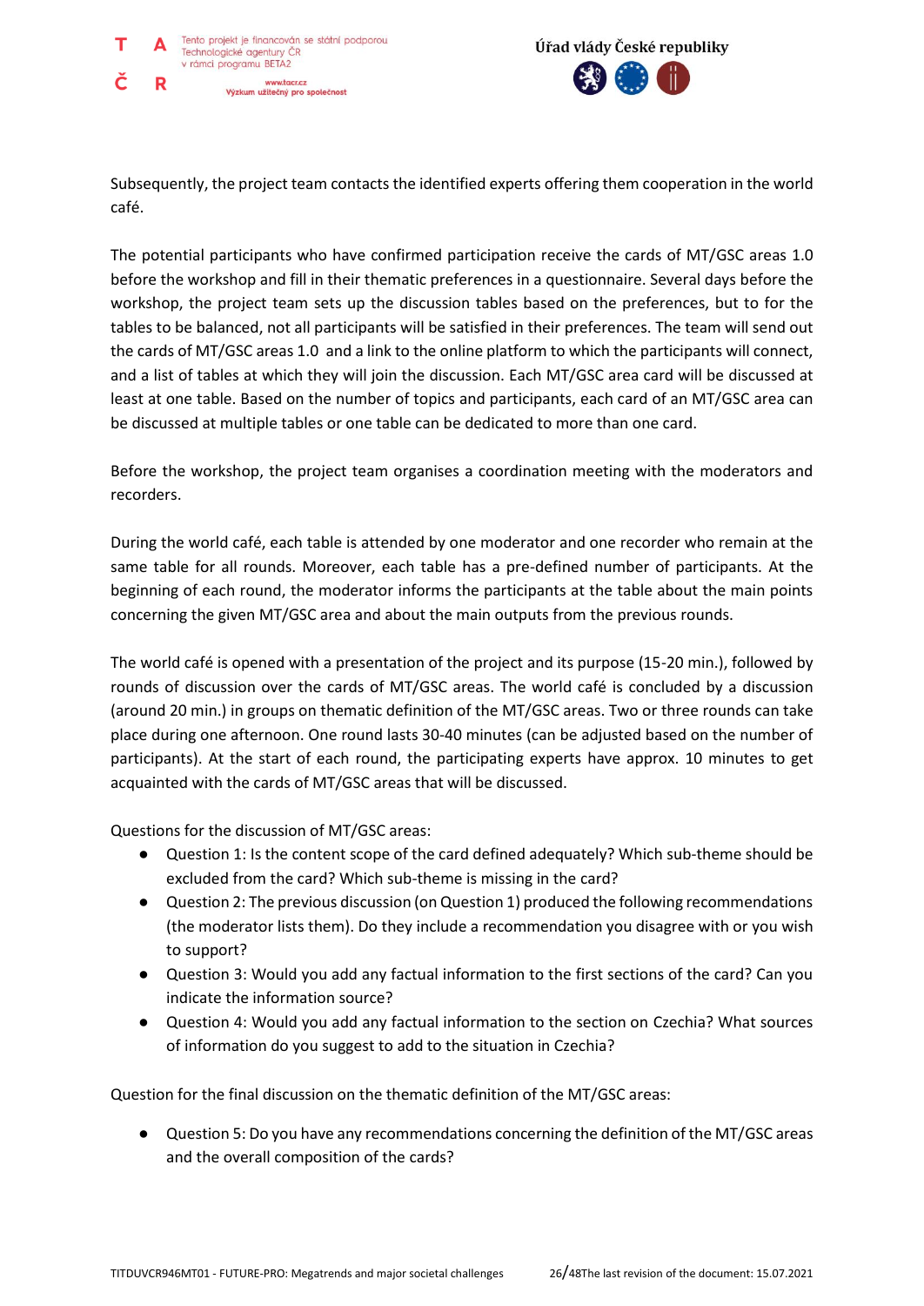Subsequently, the project team contacts the identified experts offering them cooperation in the world café.

The potential participants who have confirmed participation receive the cards of MT/GSC areas 1.0 before the workshop and fill in their thematic preferences in a questionnaire. Several days before the workshop, the project team sets up the discussion tables based on the preferences, but to for the tables to be balanced, not all participants will be satisfied in their preferences. The team will send out the cards of MT/GSC areas 1.0 and a link to the online platform to which the participants will connect, and a list of tables at which they will join the discussion. Each MT/GSC area card will be discussed at least at one table. Based on the number of topics and participants, each card of an MT/GSC area can be discussed at multiple tables or one table can be dedicated to more than one card.

Before the workshop, the project team organises a coordination meeting with the moderators and recorders.

During the world café, each table is attended by one moderator and one recorder who remain at the same table for all rounds. Moreover, each table has a pre-defined number of participants. At the beginning of each round, the moderator informs the participants at the table about the main points concerning the given MT/GSC area and about the main outputs from the previous rounds.

The world café is opened with a presentation of the project and its purpose (15-20 min.), followed by rounds of discussion over the cards of MT/GSC areas. The world café is concluded by a discussion (around 20 min.) in groups on thematic definition of the MT/GSC areas. Two or three rounds can take place during one afternoon. One round lasts 30-40 minutes (can be adjusted based on the number of participants). At the start of each round, the participating experts have approx. 10 minutes to get acquainted with the cards of MT/GSC areas that will be discussed.

Questions for the discussion of MT/GSC areas:

- Question 1: Is the content scope of the card defined adequately? Which sub-theme should be excluded from the card? Which sub-theme is missing in the card?
- Question 2: The previous discussion (on Question 1) produced the following recommendations (the moderator lists them). Do they include a recommendation you disagree with or you wish to support?
- Question 3: Would you add any factual information to the first sections of the card? Can you indicate the information source?
- Question 4: Would you add any factual information to the section on Czechia? What sources of information do you suggest to add to the situation in Czechia?

Question for the final discussion on the thematic definition of the MT/GSC areas:

- Question 5: Do you have any recommendations concerning the definition of the MT/GSC areas and the overall composition of the cards?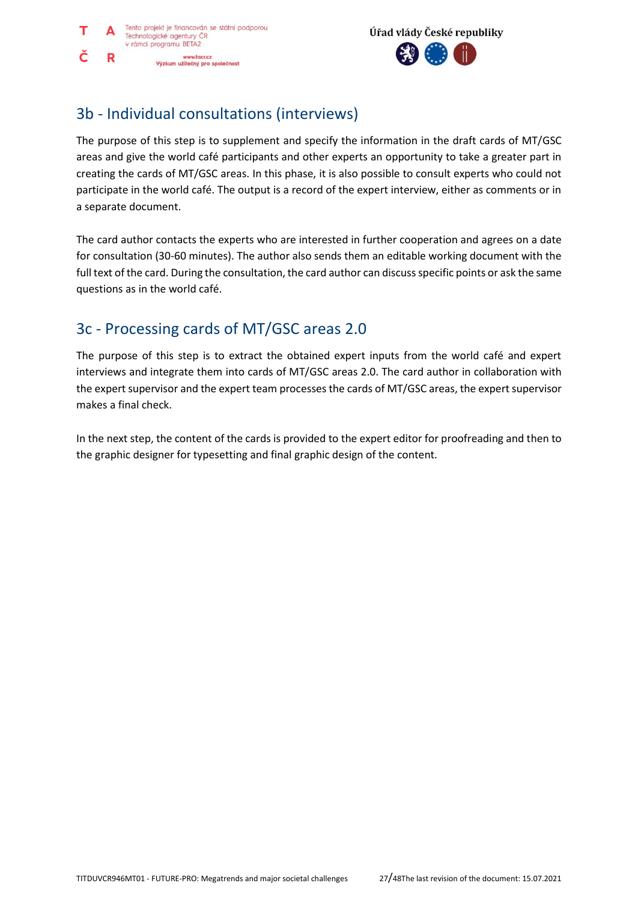## 3b - Individual consultations (interviews)

The purpose of this step is to supplement and specify the information in the draft cards of MT/GSC areas and give the world café participants and other experts an opportunity to take a greater part in creating the cards of MT/GSC areas. In this phase, it is also possible to consult experts who could not participate in the world café. The output is a record of the expert interview, either as comments or in a separate document.

The card author contacts the experts who are interested in further cooperation and agrees on a date for consultation (30-60 minutes). The author also sends them an editable working document with the full text of the card. During the consultation, the card author can discuss specific points or ask the same questions as in the world café.

## 3c - Processing cards of MT/GSC areas 2.0

The purpose of this step is to extract the obtained expert inputs from the world café and expert interviews and integrate them into cards of MT/GSC areas 2.0. The card author in collaboration with the expert supervisor and the expert team processes the cards of MT/GSC areas, the expert supervisor makes a final check.

In the next step, the content of the cards is provided to the expert editor for proofreading and then to the graphic designer for typesetting and final graphic design of the content.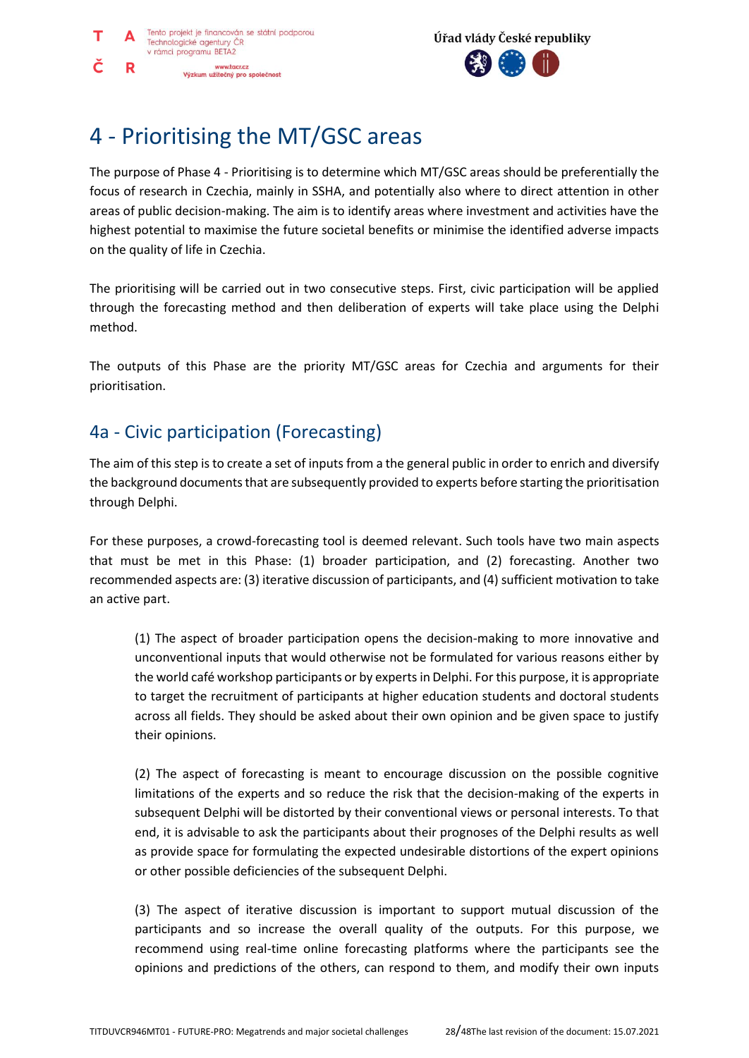# 4 - Prioritising the MT/GSC areas

The purpose of Phase 4 - Prioritising is to determine which MT/GSC areas should be preferentially the focus of research in Czechia, mainly in SSHA, and potentially also where to direct attention in other areas of public decision-making. The aim is to identify areas where investment and activities have the highest potential to maximise the future societal benefits or minimise the identified adverse impacts on the quality of life in Czechia.

The prioritising will be carried out in two consecutive steps. First, civic participation will be applied through the forecasting method and then deliberation of experts will take place using the Delphi method.

The outputs of this Phase are the priority MT/GSC areas for Czechia and arguments for their prioritisation.

## 4a - Civic participation (Forecasting)

The aim of this step is to create a set of inputs from a the general public in order to enrich and diversify the background documents that are subsequently provided to experts before starting the prioritisation through Delphi.

For these purposes, a crowd-forecasting tool is deemed relevant. Such tools have two main aspects that must be met in this Phase: (1) broader participation, and (2) forecasting. Another two recommended aspects are: (3) iterative discussion of participants, and (4) sufficient motivation to take an active part.

> (1) The aspect of broader participation opens the decision-making to more innovative and unconventional inputs that would otherwise not be formulated for various reasons either by the world café workshop participants or by experts in Delphi. For this purpose, it is appropriate to target the recruitment of participants at higher education students and doctoral students across all fields. They should be asked about their own opinion and be given space to justify their opinions.
>
> (2) The aspect of forecasting is meant to encourage discussion on the possible cognitive limitations of the experts and so reduce the risk that the decision-making of the experts in subsequent Delphi will be distorted by their conventional views or personal interests. To that end, it is advisable to ask the participants about their prognoses of the Delphi results as well as provide space for formulating the expected undesirable distortions of the expert opinions or other possible deficiencies of the subsequent Delphi.
>
> (3) The aspect of iterative discussion is important to support mutual discussion of the participants and so increase the overall quality of the outputs. For this purpose, we recommend using real-time online forecasting platforms where the participants see the opinions and predictions of the others, can respond to them, and modify their own inputs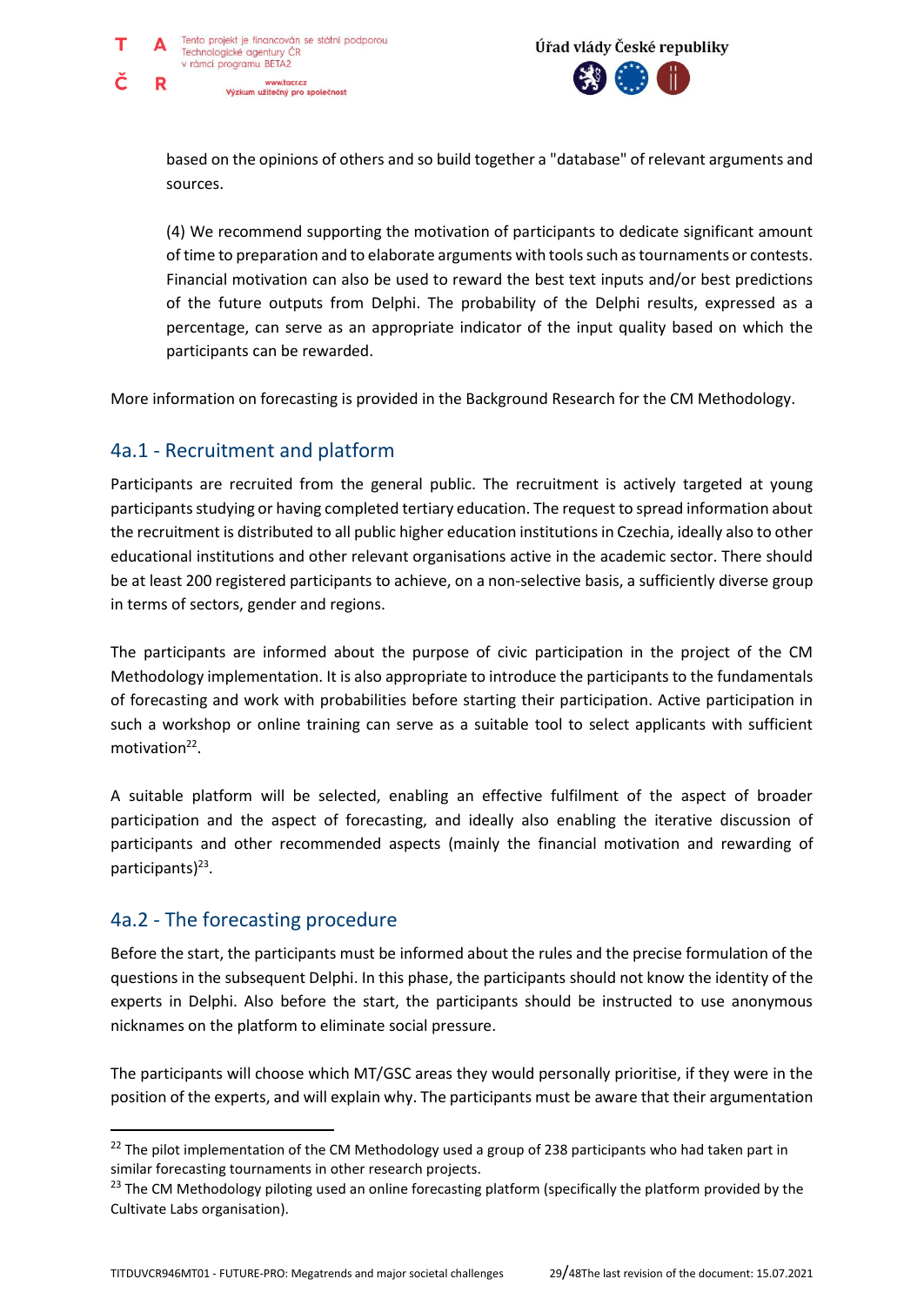based on the opinions of others and so build together a "database" of relevant arguments and sources.

(4) We recommend supporting the motivation of participants to dedicate significant amount of time to preparation and to elaborate arguments with tools such as tournaments or contests. Financial motivation can also be used to reward the best text inputs and/or best predictions of the future outputs from Delphi. The probability of the Delphi results, expressed as a percentage, can serve as an appropriate indicator of the input quality based on which the participants can be rewarded.

More information on forecasting is provided in the Background Research for the CM Methodology.

## 4a.1 - Recruitment and platform

Participants are recruited from the general public. The recruitment is actively targeted at young participants studying or having completed tertiary education. The request to spread information about the recruitment is distributed to all public higher education institutions in Czechia, ideally also to other educational institutions and other relevant organisations active in the academic sector. There should be at least 200 registered participants to achieve, on a non-selective basis, a sufficiently diverse group in terms of sectors, gender and regions.

The participants are informed about the purpose of civic participation in the project of the CM Methodology implementation. It is also appropriate to introduce the participants to the fundamentals of forecasting and work with probabilities before starting their participation. Active participation in such a workshop or online training can serve as a suitable tool to select applicants with sufficient motivation[22].

A suitable platform will be selected, enabling an effective fulfilment of the aspect of broader participation and the aspect of forecasting, and ideally also enabling the iterative discussion of participants and other recommended aspects (mainly the financial motivation and rewarding of participants)[23].

## 4a.2 - The forecasting procedure

Before the start, the participants must be informed about the rules and the precise formulation of the questions in the subsequent Delphi. In this phase, the participants should not know the identity of the experts in Delphi. Also before the start, the participants should be instructed to use anonymous nicknames on the platform to eliminate social pressure.

The participants will choose which MT/GSC areas they would personally prioritise, if they were in the position of the experts, and will explain why. The participants must be aware that their argumentation

---

[22] The pilot implementation of the CM Methodology used a group of 238 participants who had taken part in similar forecasting tournaments in other research projects.

[23] The CM Methodology piloting used an online forecasting platform (specifically the platform provided by the Cultivate Labs organisation).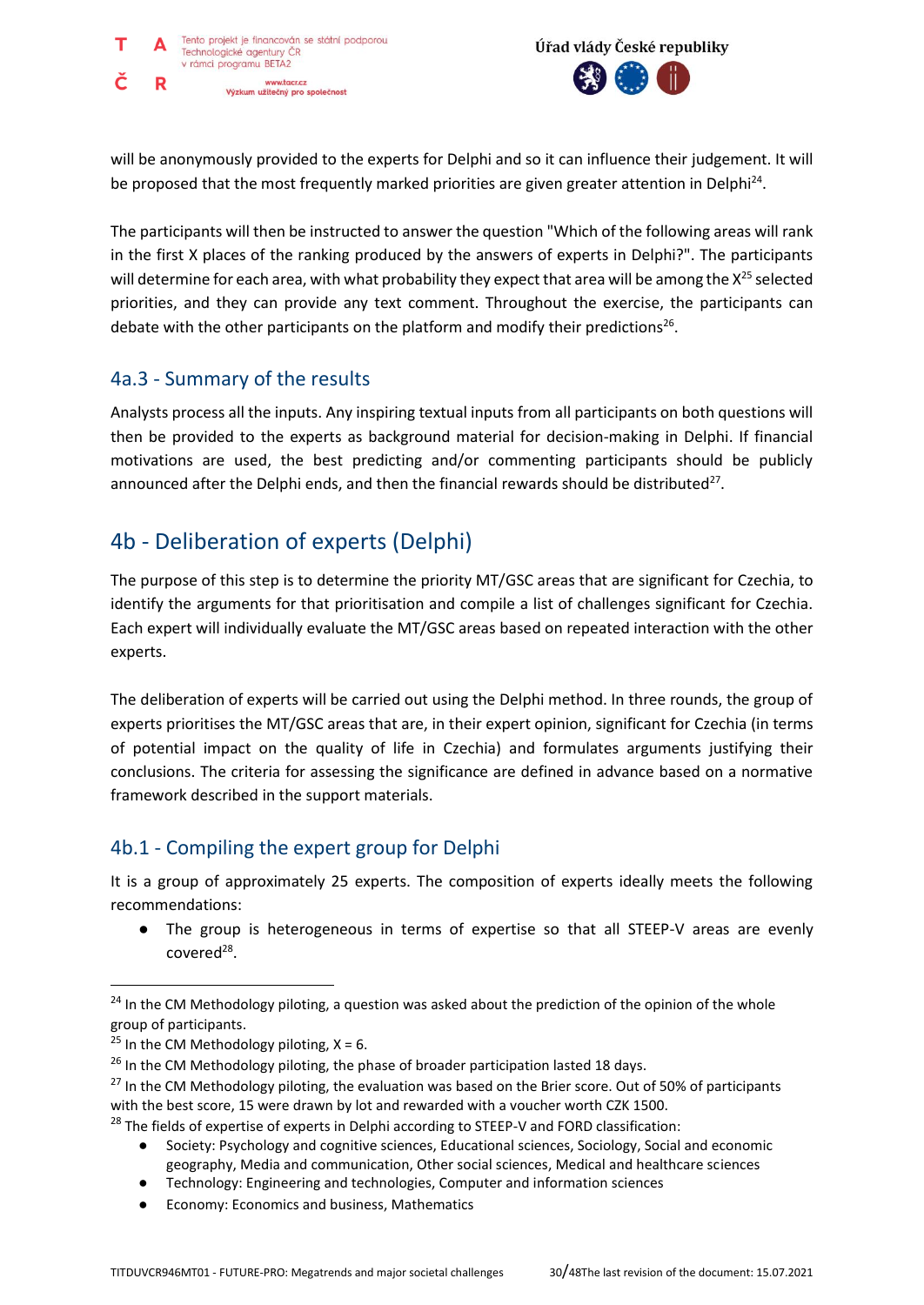will be anonymously provided to the experts for Delphi and so it can influence their judgement. It will be proposed that the most frequently marked priorities are given greater attention in Delphi[24].

The participants will then be instructed to answer the question "Which of the following areas will rank in the first X places of the ranking produced by the answers of experts in Delphi?". The participants will determine for each area, with what probability they expect that area will be among the X[25] selected priorities, and they can provide any text comment. Throughout the exercise, the participants can debate with the other participants on the platform and modify their predictions[26].

### 4a.3 - Summary of the results

Analysts process all the inputs. Any inspiring textual inputs from all participants on both questions will then be provided to the experts as background material for decision-making in Delphi. If financial motivations are used, the best predicting and/or commenting participants should be publicly announced after the Delphi ends, and then the financial rewards should be distributed[27].

## 4b - Deliberation of experts (Delphi)

The purpose of this step is to determine the priority MT/GSC areas that are significant for Czechia, to identify the arguments for that prioritisation and compile a list of challenges significant for Czechia. Each expert will individually evaluate the MT/GSC areas based on repeated interaction with the other experts.

The deliberation of experts will be carried out using the Delphi method. In three rounds, the group of experts prioritises the MT/GSC areas that are, in their expert opinion, significant for Czechia (in terms of potential impact on the quality of life in Czechia) and formulates arguments justifying their conclusions. The criteria for assessing the significance are defined in advance based on a normative framework described in the support materials.

### 4b.1 - Compiling the expert group for Delphi

It is a group of approximately 25 experts. The composition of experts ideally meets the following recommendations:

- The group is heterogeneous in terms of expertise so that all STEEP-V areas are evenly covered[28].

---

[24] In the CM Methodology piloting, a question was asked about the prediction of the opinion of the whole group of participants.

[25] In the CM Methodology piloting, X = 6.

[26] In the CM Methodology piloting, the phase of broader participation lasted 18 days.

[27] In the CM Methodology piloting, the evaluation was based on the Brier score. Out of 50% of participants with the best score, 15 were drawn by lot and rewarded with a voucher worth CZK 1500.

[28] The fields of expertise of experts in Delphi according to STEEP-V and FORD classification:

- Society: Psychology and cognitive sciences, Educational sciences, Sociology, Social and economic geography, Media and communication, Other social sciences, Medical and healthcare sciences
- Technology: Engineering and technologies, Computer and information sciences
- Economy: Economics and business, Mathematics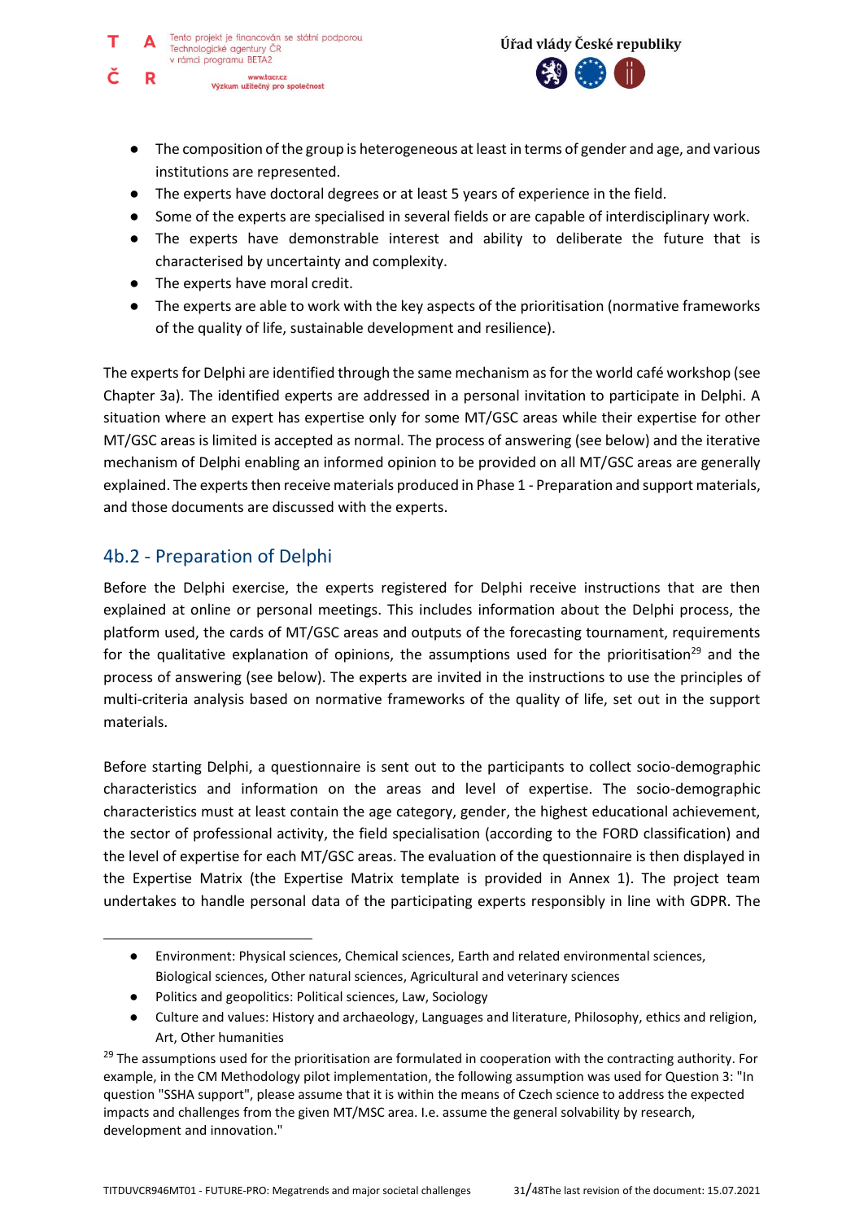- The composition of the group is heterogeneous at least in terms of gender and age, and various institutions are represented.
- The experts have doctoral degrees or at least 5 years of experience in the field.
- Some of the experts are specialised in several fields or are capable of interdisciplinary work.
- The experts have demonstrable interest and ability to deliberate the future that is characterised by uncertainty and complexity.
- The experts have moral credit.
- The experts are able to work with the key aspects of the prioritisation (normative frameworks of the quality of life, sustainable development and resilience).

The experts for Delphi are identified through the same mechanism as for the world café workshop (see Chapter 3a). The identified experts are addressed in a personal invitation to participate in Delphi. A situation where an expert has expertise only for some MT/GSC areas while their expertise for other MT/GSC areas is limited is accepted as normal. The process of answering (see below) and the iterative mechanism of Delphi enabling an informed opinion to be provided on all MT/GSC areas are generally explained. The experts then receive materials produced in Phase 1 - Preparation and support materials, and those documents are discussed with the experts.

## 4b.2 - Preparation of Delphi

Before the Delphi exercise, the experts registered for Delphi receive instructions that are then explained at online or personal meetings. This includes information about the Delphi process, the platform used, the cards of MT/GSC areas and outputs of the forecasting tournament, requirements for the qualitative explanation of opinions, the assumptions used for the prioritisation[29] and the process of answering (see below). The experts are invited in the instructions to use the principles of multi-criteria analysis based on normative frameworks of the quality of life, set out in the support materials.

Before starting Delphi, a questionnaire is sent out to the participants to collect socio-demographic characteristics and information on the areas and level of expertise. The socio-demographic characteristics must at least contain the age category, gender, the highest educational achievement, the sector of professional activity, the field specialisation (according to the FORD classification) and the level of expertise for each MT/GSC areas. The evaluation of the questionnaire is then displayed in the Expertise Matrix (the Expertise Matrix template is provided in Annex 1). The project team undertakes to handle personal data of the participating experts responsibly in line with GDPR. The

---

- Environment: Physical sciences, Chemical sciences, Earth and related environmental sciences, Biological sciences, Other natural sciences, Agricultural and veterinary sciences
- Politics and geopolitics: Political sciences, Law, Sociology
- Culture and values: History and archaeology, Languages and literature, Philosophy, ethics and religion, Art, Other humanities

[29] The assumptions used for the prioritisation are formulated in cooperation with the contracting authority. For example, in the CM Methodology pilot implementation, the following assumption was used for Question 3: "In question "SSHA support", please assume that it is within the means of Czech science to address the expected impacts and challenges from the given MT/MSC area. I.e. assume the general solvability by research, development and innovation."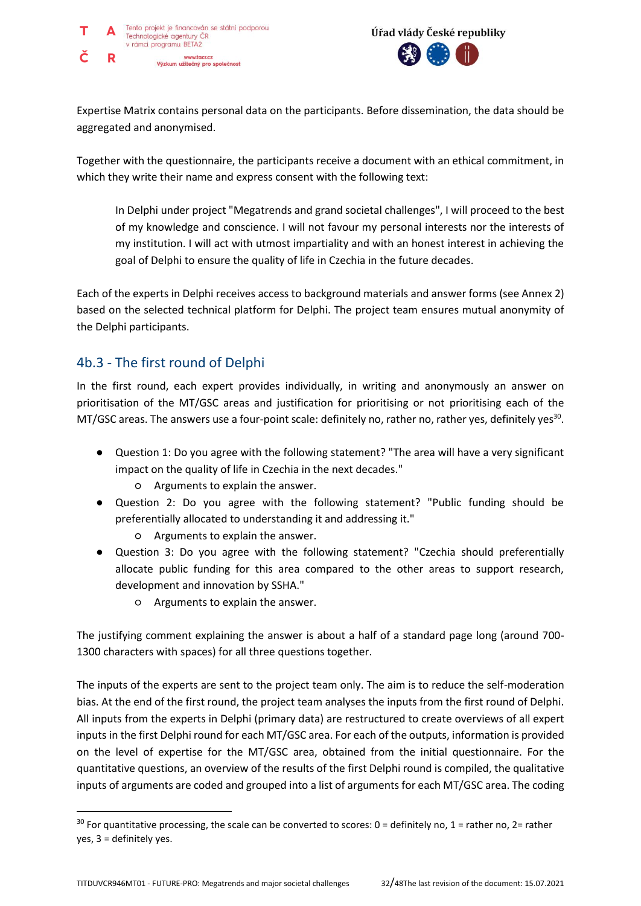Expertise Matrix contains personal data on the participants. Before dissemination, the data should be aggregated and anonymised.

Together with the questionnaire, the participants receive a document with an ethical commitment, in which they write their name and express consent with the following text:

> In Delphi under project "Megatrends and grand societal challenges", I will proceed to the best of my knowledge and conscience. I will not favour my personal interests nor the interests of my institution. I will act with utmost impartiality and with an honest interest in achieving the goal of Delphi to ensure the quality of life in Czechia in the future decades.

Each of the experts in Delphi receives access to background materials and answer forms (see Annex 2) based on the selected technical platform for Delphi. The project team ensures mutual anonymity of the Delphi participants.

### 4b.3 - The first round of Delphi

In the first round, each expert provides individually, in writing and anonymously an answer on prioritisation of the MT/GSC areas and justification for prioritising or not prioritising each of the MT/GSC areas. The answers use a four-point scale: definitely no, rather no, rather yes, definitely yes[30].

- Question 1: Do you agree with the following statement? "The area will have a very significant impact on the quality of life in Czechia in the next decades."
  - Arguments to explain the answer.
- Question 2: Do you agree with the following statement? "Public funding should be preferentially allocated to understanding it and addressing it."
  - Arguments to explain the answer.
- Question 3: Do you agree with the following statement? "Czechia should preferentially allocate public funding for this area compared to the other areas to support research, development and innovation by SSHA."
  - Arguments to explain the answer.

The justifying comment explaining the answer is about a half of a standard page long (around 700-1300 characters with spaces) for all three questions together.

The inputs of the experts are sent to the project team only. The aim is to reduce the self-moderation bias. At the end of the first round, the project team analyses the inputs from the first round of Delphi. All inputs from the experts in Delphi (primary data) are restructured to create overviews of all expert inputs in the first Delphi round for each MT/GSC area. For each of the outputs, information is provided on the level of expertise for the MT/GSC area, obtained from the initial questionnaire. For the quantitative questions, an overview of the results of the first Delphi round is compiled, the qualitative inputs of arguments are coded and grouped into a list of arguments for each MT/GSC area. The coding

---

[30] For quantitative processing, the scale can be converted to scores: 0 = definitely no, 1 = rather no, 2= rather yes, 3 = definitely yes.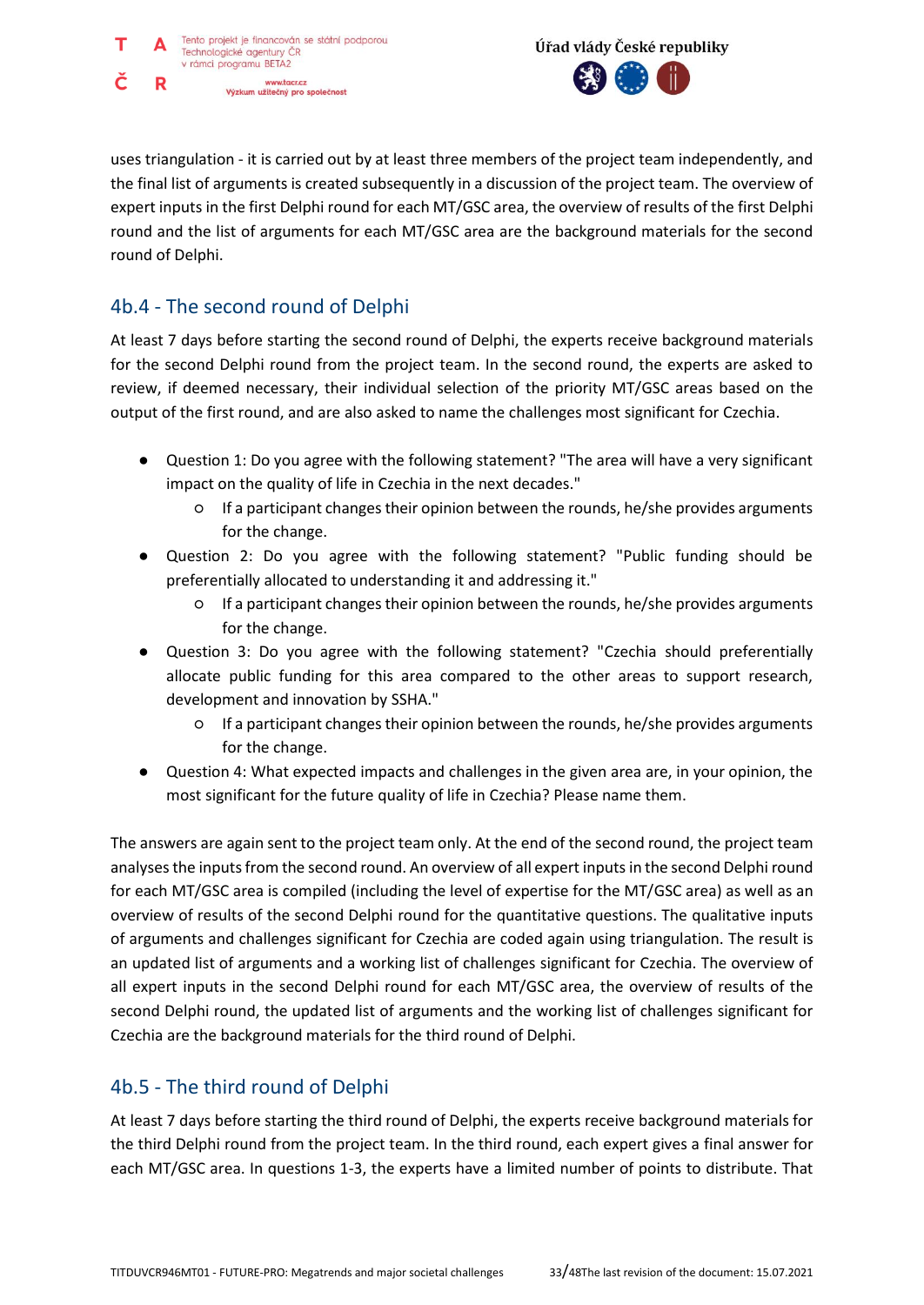uses triangulation - it is carried out by at least three members of the project team independently, and the final list of arguments is created subsequently in a discussion of the project team. The overview of expert inputs in the first Delphi round for each MT/GSC area, the overview of results of the first Delphi round and the list of arguments for each MT/GSC area are the background materials for the second round of Delphi.

## 4b.4 - The second round of Delphi

At least 7 days before starting the second round of Delphi, the experts receive background materials for the second Delphi round from the project team. In the second round, the experts are asked to review, if deemed necessary, their individual selection of the priority MT/GSC areas based on the output of the first round, and are also asked to name the challenges most significant for Czechia.

- Question 1: Do you agree with the following statement? "The area will have a very significant impact on the quality of life in Czechia in the next decades."
    - If a participant changes their opinion between the rounds, he/she provides arguments for the change.
- Question 2: Do you agree with the following statement? "Public funding should be preferentially allocated to understanding it and addressing it."
    - If a participant changes their opinion between the rounds, he/she provides arguments for the change.
- Question 3: Do you agree with the following statement? "Czechia should preferentially allocate public funding for this area compared to the other areas to support research, development and innovation by SSHA."
    - If a participant changes their opinion between the rounds, he/she provides arguments for the change.
- Question 4: What expected impacts and challenges in the given area are, in your opinion, the most significant for the future quality of life in Czechia? Please name them.

The answers are again sent to the project team only. At the end of the second round, the project team analyses the inputs from the second round. An overview of all expert inputs in the second Delphi round for each MT/GSC area is compiled (including the level of expertise for the MT/GSC area) as well as an overview of results of the second Delphi round for the quantitative questions. The qualitative inputs of arguments and challenges significant for Czechia are coded again using triangulation. The result is an updated list of arguments and a working list of challenges significant for Czechia. The overview of all expert inputs in the second Delphi round for each MT/GSC area, the overview of results of the second Delphi round, the updated list of arguments and the working list of challenges significant for Czechia are the background materials for the third round of Delphi.

## 4b.5 - The third round of Delphi

At least 7 days before starting the third round of Delphi, the experts receive background materials for the third Delphi round from the project team. In the third round, each expert gives a final answer for each MT/GSC area. In questions 1-3, the experts have a limited number of points to distribute. That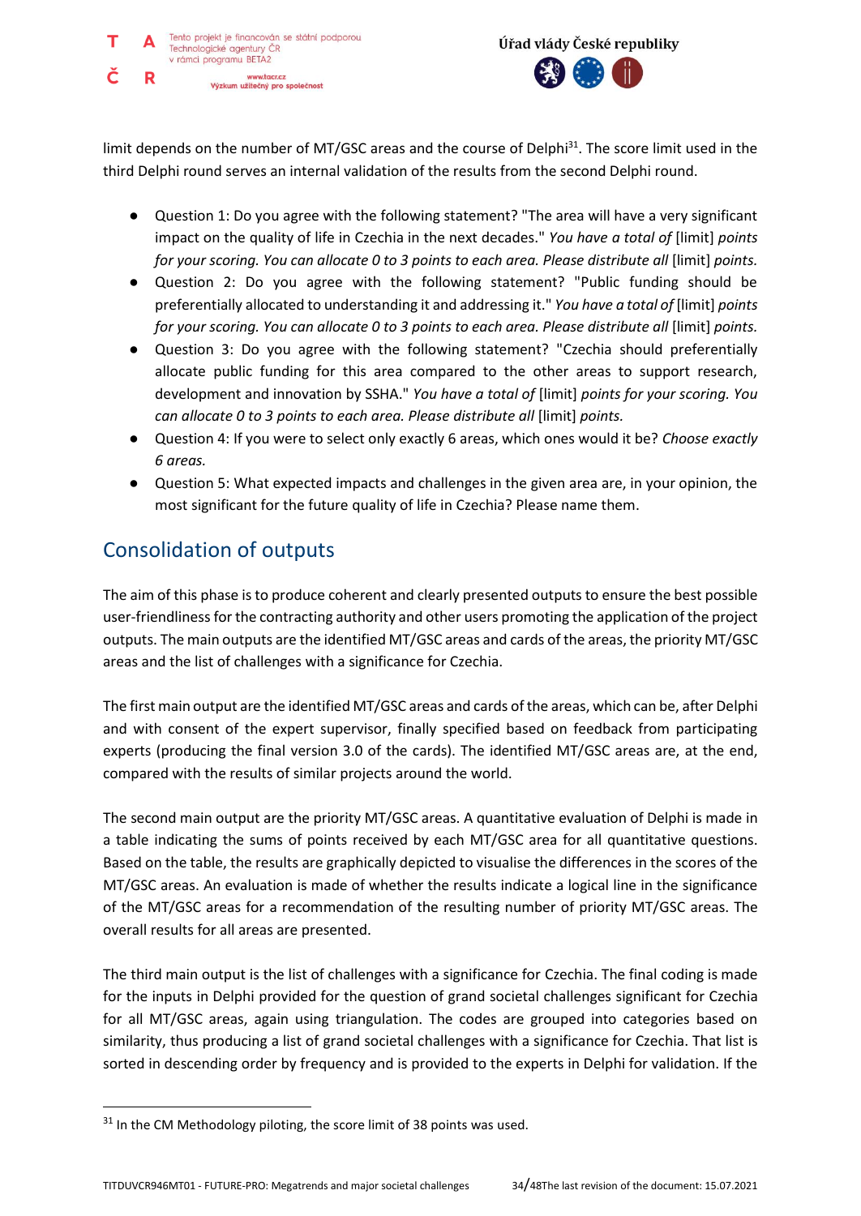limit depends on the number of MT/GSC areas and the course of Delphi[31]. The score limit used in the third Delphi round serves an internal validation of the results from the second Delphi round.

- Question 1: Do you agree with the following statement? "The area will have a very significant impact on the quality of life in Czechia in the next decades." *You have a total of* [limit] *points for your scoring. You can allocate 0 to 3 points to each area. Please distribute all* [limit] *points.*
- Question 2: Do you agree with the following statement? "Public funding should be preferentially allocated to understanding it and addressing it." *You have a total of* [limit] *points for your scoring. You can allocate 0 to 3 points to each area. Please distribute all* [limit] *points.*
- Question 3: Do you agree with the following statement? "Czechia should preferentially allocate public funding for this area compared to the other areas to support research, development and innovation by SSHA." *You have a total of* [limit] *points for your scoring. You can allocate 0 to 3 points to each area. Please distribute all* [limit] *points.*
- Question 4: If you were to select only exactly 6 areas, which ones would it be? *Choose exactly 6 areas.*
- Question 5: What expected impacts and challenges in the given area are, in your opinion, the most significant for the future quality of life in Czechia? Please name them.

## Consolidation of outputs

The aim of this phase is to produce coherent and clearly presented outputs to ensure the best possible user-friendliness for the contracting authority and other users promoting the application of the project outputs. The main outputs are the identified MT/GSC areas and cards of the areas, the priority MT/GSC areas and the list of challenges with a significance for Czechia.

The first main output are the identified MT/GSC areas and cards of the areas, which can be, after Delphi and with consent of the expert supervisor, finally specified based on feedback from participating experts (producing the final version 3.0 of the cards). The identified MT/GSC areas are, at the end, compared with the results of similar projects around the world.

The second main output are the priority MT/GSC areas. A quantitative evaluation of Delphi is made in a table indicating the sums of points received by each MT/GSC area for all quantitative questions. Based on the table, the results are graphically depicted to visualise the differences in the scores of the MT/GSC areas. An evaluation is made of whether the results indicate a logical line in the significance of the MT/GSC areas for a recommendation of the resulting number of priority MT/GSC areas. The overall results for all areas are presented.

The third main output is the list of challenges with a significance for Czechia. The final coding is made for the inputs in Delphi provided for the question of grand societal challenges significant for Czechia for all MT/GSC areas, again using triangulation. The codes are grouped into categories based on similarity, thus producing a list of grand societal challenges with a significance for Czechia. That list is sorted in descending order by frequency and is provided to the experts in Delphi for validation. If the

[31] In the CM Methodology piloting, the score limit of 38 points was used.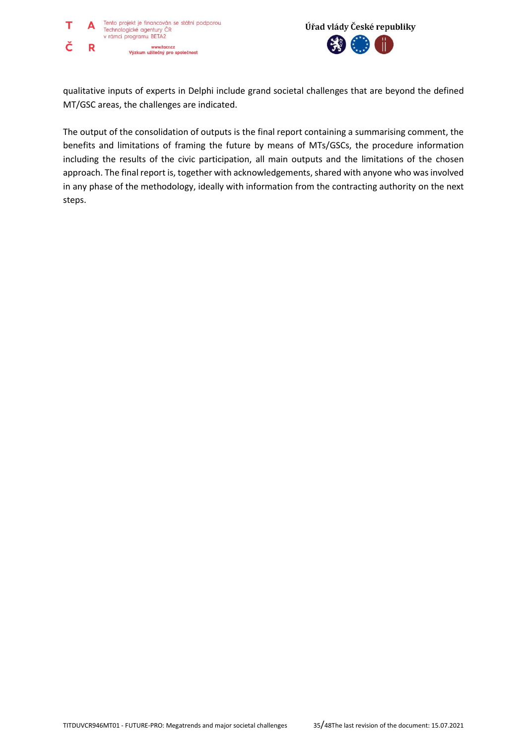qualitative inputs of experts in Delphi include grand societal challenges that are beyond the defined MT/GSC areas, the challenges are indicated.

The output of the consolidation of outputs is the final report containing a summarising comment, the benefits and limitations of framing the future by means of MTs/GSCs, the procedure information including the results of the civic participation, all main outputs and the limitations of the chosen approach. The final report is, together with acknowledgements, shared with anyone who was involved in any phase of the methodology, ideally with information from the contracting authority on the next steps.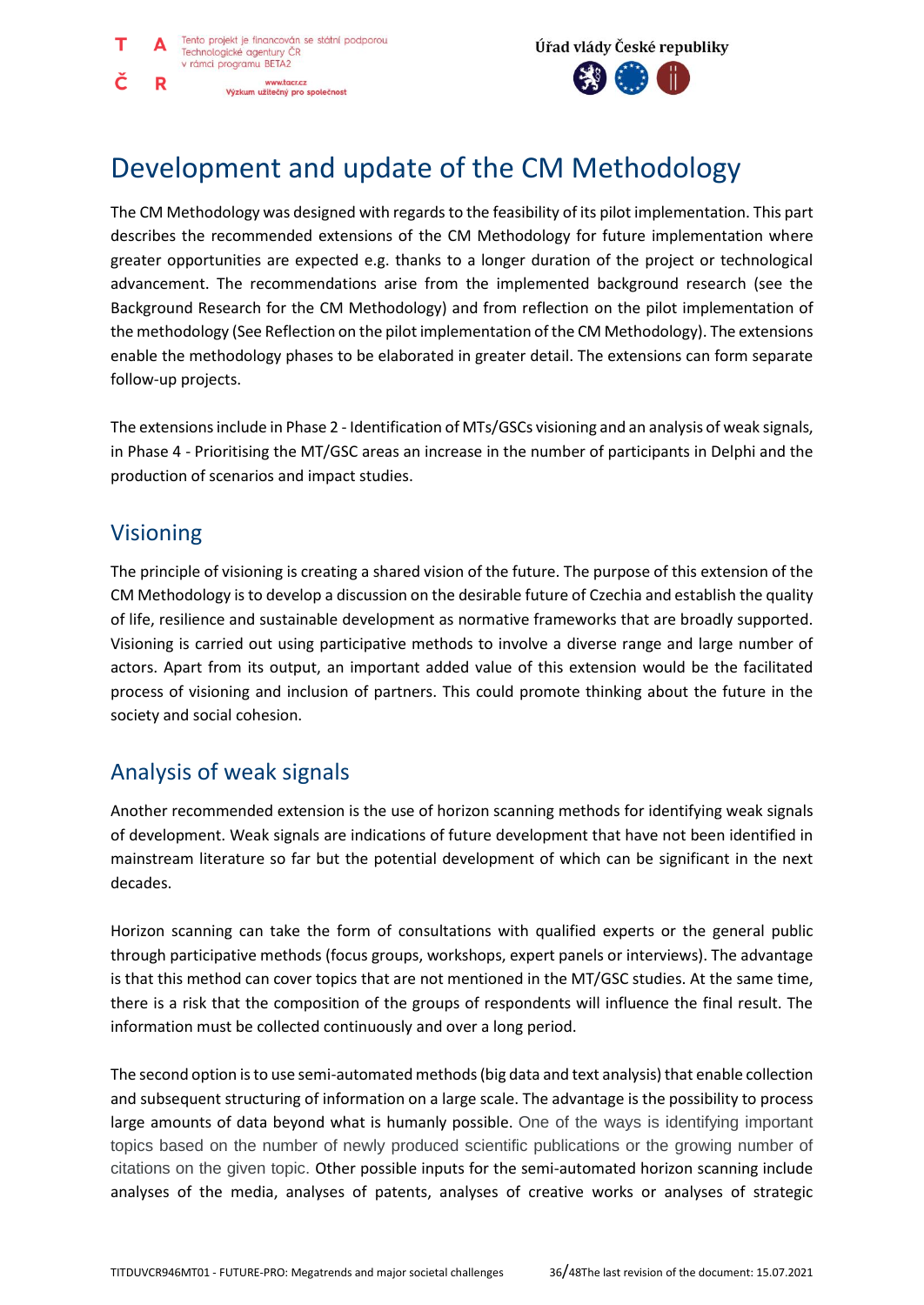# Development and update of the CM Methodology

The CM Methodology was designed with regards to the feasibility of its pilot implementation. This part describes the recommended extensions of the CM Methodology for future implementation where greater opportunities are expected e.g. thanks to a longer duration of the project or technological advancement. The recommendations arise from the implemented background research (see the Background Research for the CM Methodology) and from reflection on the pilot implementation of the methodology (See Reflection on the pilot implementation of the CM Methodology). The extensions enable the methodology phases to be elaborated in greater detail. The extensions can form separate follow-up projects.

The extensions include in Phase 2 - Identification of MTs/GSCs visioning and an analysis of weak signals, in Phase 4 - Prioritising the MT/GSC areas an increase in the number of participants in Delphi and the production of scenarios and impact studies.

## Visioning

The principle of visioning is creating a shared vision of the future. The purpose of this extension of the CM Methodology is to develop a discussion on the desirable future of Czechia and establish the quality of life, resilience and sustainable development as normative frameworks that are broadly supported. Visioning is carried out using participative methods to involve a diverse range and large number of actors. Apart from its output, an important added value of this extension would be the facilitated process of visioning and inclusion of partners. This could promote thinking about the future in the society and social cohesion.

## Analysis of weak signals

Another recommended extension is the use of horizon scanning methods for identifying weak signals of development. Weak signals are indications of future development that have not been identified in mainstream literature so far but the potential development of which can be significant in the next decades.

Horizon scanning can take the form of consultations with qualified experts or the general public through participative methods (focus groups, workshops, expert panels or interviews). The advantage is that this method can cover topics that are not mentioned in the MT/GSC studies. At the same time, there is a risk that the composition of the groups of respondents will influence the final result. The information must be collected continuously and over a long period.

The second option is to use semi-automated methods (big data and text analysis) that enable collection and subsequent structuring of information on a large scale. The advantage is the possibility to process large amounts of data beyond what is humanly possible. One of the ways is identifying important topics based on the number of newly produced scientific publications or the growing number of citations on the given topic. Other possible inputs for the semi-automated horizon scanning include analyses of the media, analyses of patents, analyses of creative works or analyses of strategic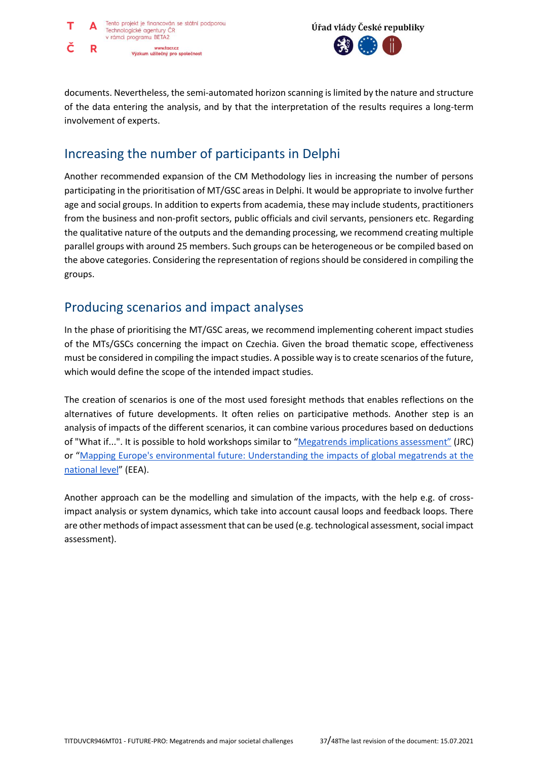documents. Nevertheless, the semi-automated horizon scanning is limited by the nature and structure of the data entering the analysis, and by that the interpretation of the results requires a long-term involvement of experts.

## Increasing the number of participants in Delphi

Another recommended expansion of the CM Methodology lies in increasing the number of persons participating in the prioritisation of MT/GSC areas in Delphi. It would be appropriate to involve further age and social groups. In addition to experts from academia, these may include students, practitioners from the business and non-profit sectors, public officials and civil servants, pensioners etc. Regarding the qualitative nature of the outputs and the demanding processing, we recommend creating multiple parallel groups with around 25 members. Such groups can be heterogeneous or be compiled based on the above categories. Considering the representation of regions should be considered in compiling the groups.

## Producing scenarios and impact analyses

In the phase of prioritising the MT/GSC areas, we recommend implementing coherent impact studies of the MTs/GSCs concerning the impact on Czechia. Given the broad thematic scope, effectiveness must be considered in compiling the impact studies. A possible way is to create scenarios of the future, which would define the scope of the intended impact studies.

The creation of scenarios is one of the most used foresight methods that enables reflections on the alternatives of future developments. It often relies on participative methods. Another step is an analysis of impacts of the different scenarios, it can combine various procedures based on deductions of "What if...". It is possible to hold workshops similar to "Megatrends implications assessment" (JRC) or "Mapping Europe's environmental future: Understanding the impacts of global megatrends at the national level" (EEA).

Another approach can be the modelling and simulation of the impacts, with the help e.g. of cross-impact analysis or system dynamics, which take into account causal loops and feedback loops. There are other methods of impact assessment that can be used (e.g. technological assessment, social impact assessment).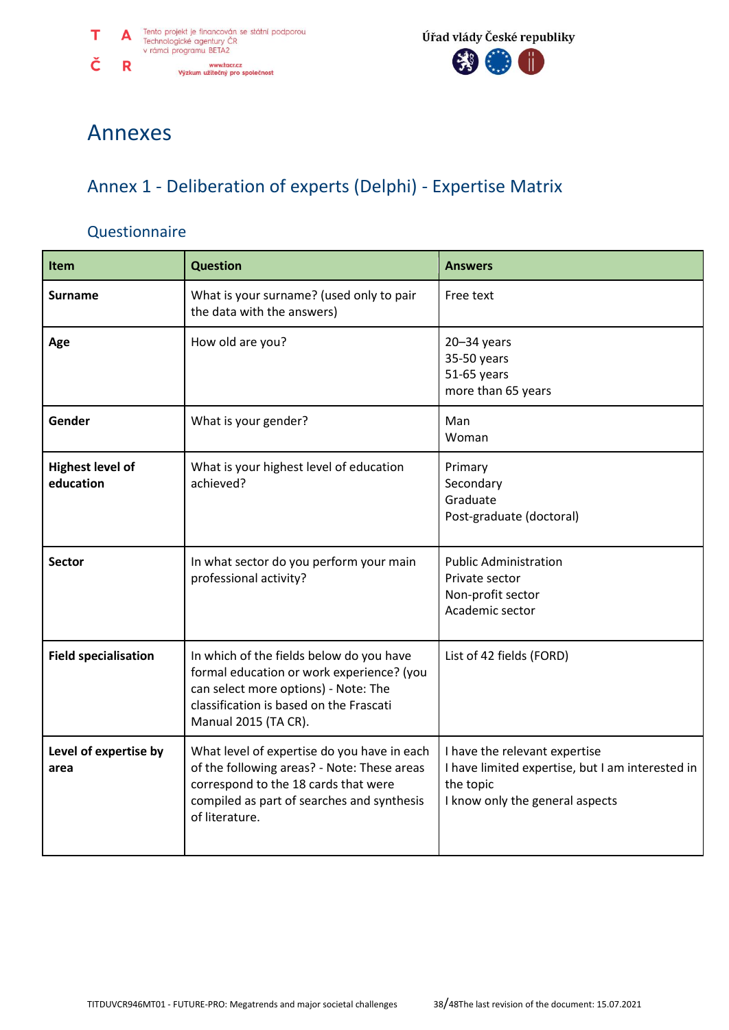# Annexes

## Annex 1 - Deliberation of experts (Delphi) - Expertise Matrix

### Questionnaire

| Item | Question | Answers |
|---|---|---|
| **Surname** | What is your surname? (used only to pair the data with the answers) | Free text |
| **Age** | How old are you? | 20–34 years<br>35-50 years<br>51-65 years<br>more than 65 years |
| **Gender** | What is your gender? | Man<br>Woman |
| **Highest level of education** | What is your highest level of education achieved? | Primary<br>Secondary<br>Graduate<br>Post-graduate (doctoral) |
| **Sector** | In what sector do you perform your main professional activity? | Public Administration<br>Private sector<br>Non-profit sector<br>Academic sector |
| **Field specialisation** | In which of the fields below do you have formal education or work experience? (you can select more options) - Note: The classification is based on the Frascati Manual 2015 (TA CR). | List of 42 fields (FORD) |
| **Level of expertise by area** | What level of expertise do you have in each of the following areas? - Note: These areas correspond to the 18 cards that were compiled as part of searches and synthesis of literature. | I have the relevant expertise<br>I have limited expertise, but I am interested in the topic<br>I know only the general aspects |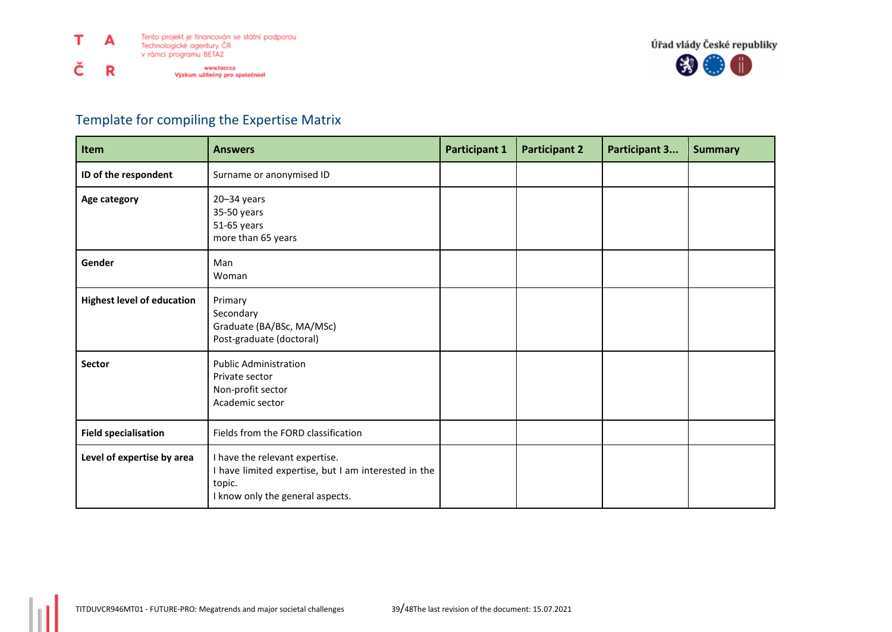## Template for compiling the Expertise Matrix

| Item | Answers | Participant 1 | Participant 2 | Participant 3... | Summary |
|---|---|---|---|---|---|
| **ID of the respondent** | Surname or anonymised ID | | | | |
| **Age category** | 20–34 years<br>35-50 years<br>51-65 years<br>more than 65 years | | | | |
| **Gender** | Man<br>Woman | | | | |
| **Highest level of education** | Primary<br>Secondary<br>Graduate (BA/BSc, MA/MSc)<br>Post-graduate (doctoral) | | | | |
| **Sector** | Public Administration<br>Private sector<br>Non-profit sector<br>Academic sector | | | | |
| **Field specialisation** | Fields from the FORD classification | | | | |
| **Level of expertise by area** | I have the relevant expertise.<br>I have limited expertise, but I am interested in the topic.<br>I know only the general aspects. | | | | |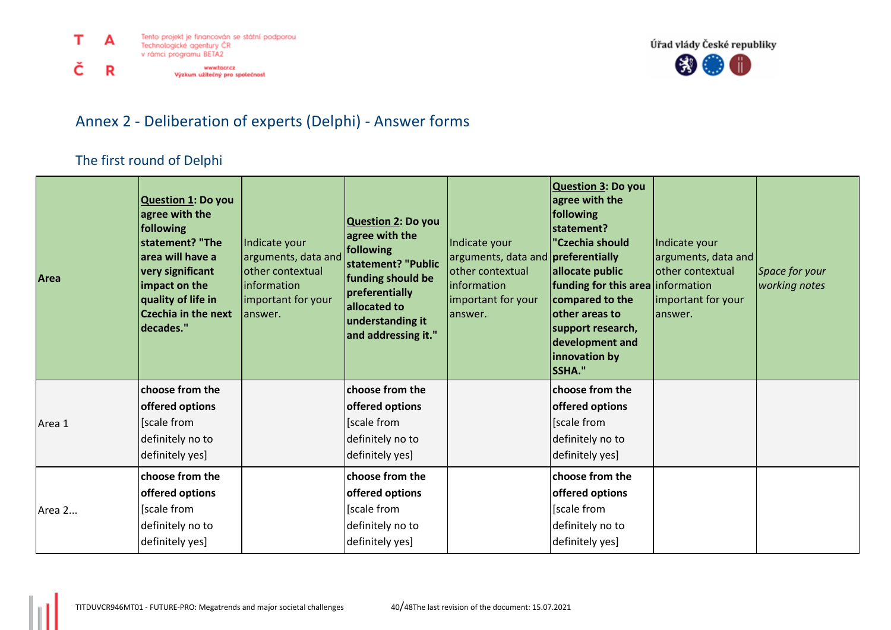# Annex 2 - Deliberation of experts (Delphi) - Answer forms

## The first round of Delphi

| Area | **Question 1: Do you agree with the following statement? "The area will have a very significant impact on the quality of life in Czechia in the next decades."** | Indicate your arguments, data and other contextual information important for your answer. | **Question 2: Do you agree with the following statement? "Public funding should be preferentially allocated to understanding it and addressing it."** | Indicate your arguments, data and other contextual information important for your answer. | **Question 3: Do you agree with the following statement? "Czechia should preferentially allocate public funding for this area compared to the other areas to support research, development and innovation by SSHA."** | Indicate your arguments, data and other contextual information important for your answer. | *Space for your working notes* |
|---|---|---|---|---|---|---|---|
| Area 1 | **choose from the offered options** [scale from definitely no to definitely yes] | | **choose from the offered options** [scale from definitely no to definitely yes] | | **choose from the offered options** [scale from definitely no to definitely yes] | | |
| Area 2... | **choose from the offered options** [scale from definitely no to definitely yes] | | **choose from the offered options** [scale from definitely no to definitely yes] | | **choose from the offered options** [scale from definitely no to definitely yes] | | |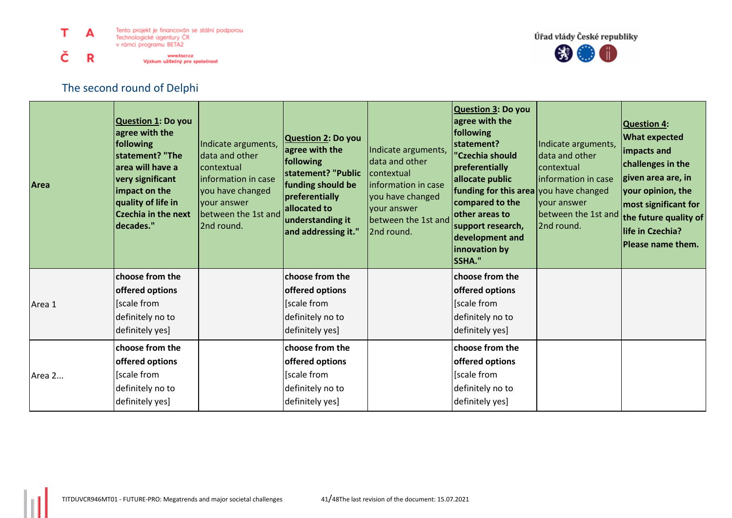## The second round of Delphi

| Area | **Question 1: Do you agree with the following statement? "The area will have a very significant impact on the quality of life in Czechia in the next decades."** | Indicate arguments, data and other contextual information in case you have changed your answer between the 1st and 2nd round. | **Question 2: Do you agree with the following statement? "Public funding should be preferentially allocated to understanding it and addressing it."** | Indicate arguments, data and other contextual information in case you have changed your answer between the 1st and 2nd round. | **Question 3: Do you agree with the following statement? "Czechia should preferentially allocate public funding for this area compared to the other areas to support research, development and innovation by SSHA."** | Indicate arguments, data and other contextual information in case you have changed your answer between the 1st and 2nd round. | **Question 4: What expected impacts and challenges in the given area are, in your opinion, the most significant for the future quality of life in Czechia? Please name them.** |
|---|---|---|---|---|---|---|---|
| Area 1 | **choose from the offered options** [scale from definitely no to definitely yes] | | **choose from the offered options** [scale from definitely no to definitely yes] | | **choose from the offered options** [scale from definitely no to definitely yes] | | |
| Area 2... | **choose from the offered options** [scale from definitely no to definitely yes] | | **choose from the offered options** [scale from definitely no to definitely yes] | | **choose from the offered options** [scale from definitely no to definitely yes] | | |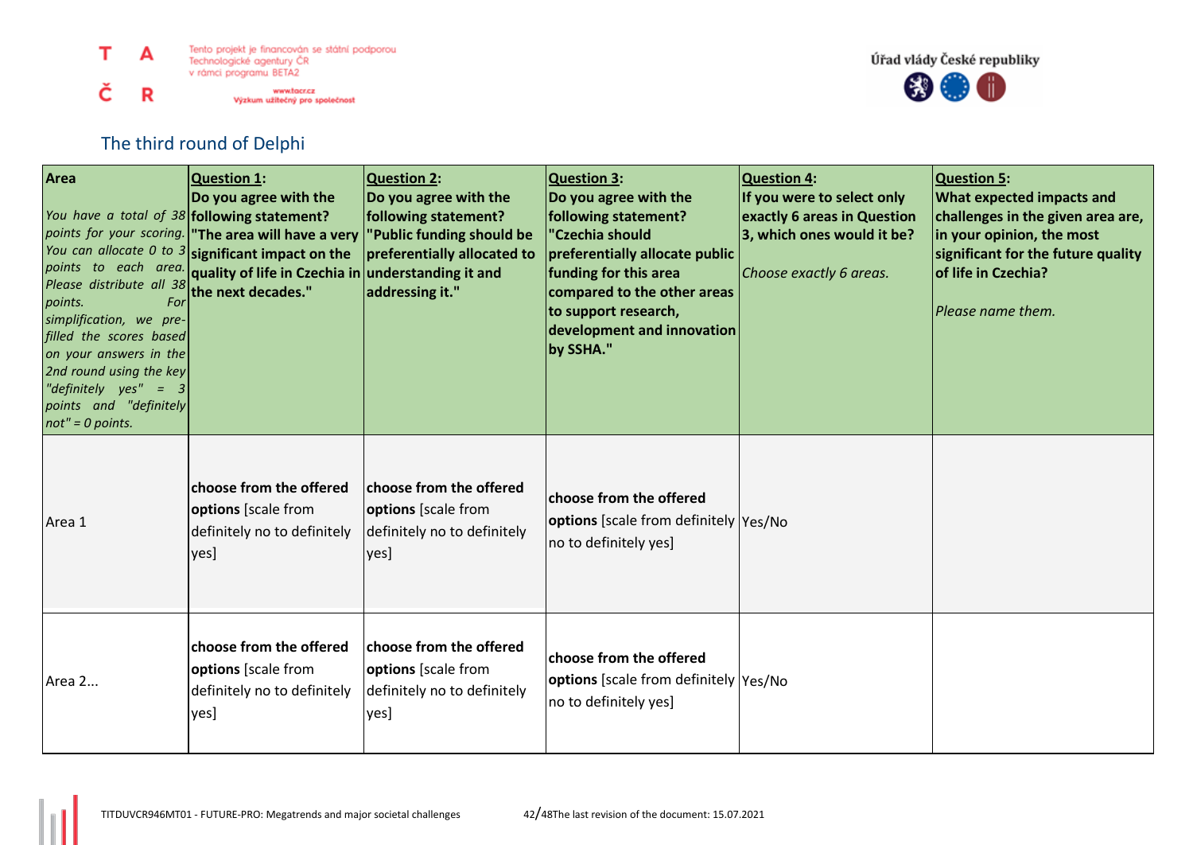## The third round of Delphi

| **Area**<br>*You have a total of 38 points for your scoring. You can allocate 0 to 3 points to each area. Please distribute all 38 points. For simplification, we pre-filled the scores based on your answers in the 2nd round using the key "definitely yes" = 3 points and "definitely not" = 0 points.* | **Question 1:**<br>**Do you agree with the following statement?**<br>**"The area will have a very significant impact on the quality of life in Czechia in the next decades."** | **Question 2:**<br>**Do you agree with the following statement?**<br>**"Public funding should be preferentially allocated to understanding it and addressing it."** | **Question 3:**<br>**Do you agree with the following statement?**<br>**"Czechia should preferentially allocate public funding for this area compared to the other areas to support research, development and innovation by SSHA."** | **Question 4:**<br>**If you were to select only exactly 6 areas in Question 3, which ones would it be?**<br>*Choose exactly 6 areas.* | **Question 5:**<br>**What expected impacts and challenges in the given area are, in your opinion, the most significant for the future quality of life in Czechia?**<br>*Please name them.* |
|---|---|---|---|---|---|
| Area 1 | **choose from the offered options** [scale from definitely no to definitely yes] | **choose from the offered options** [scale from definitely no to definitely yes] | **choose from the offered options** [scale from definitely no to definitely yes] | Yes/No | |
| Area 2... | **choose from the offered options** [scale from definitely no to definitely yes] | **choose from the offered options** [scale from definitely no to definitely yes] | **choose from the offered options** [scale from definitely no to definitely yes] | Yes/No | |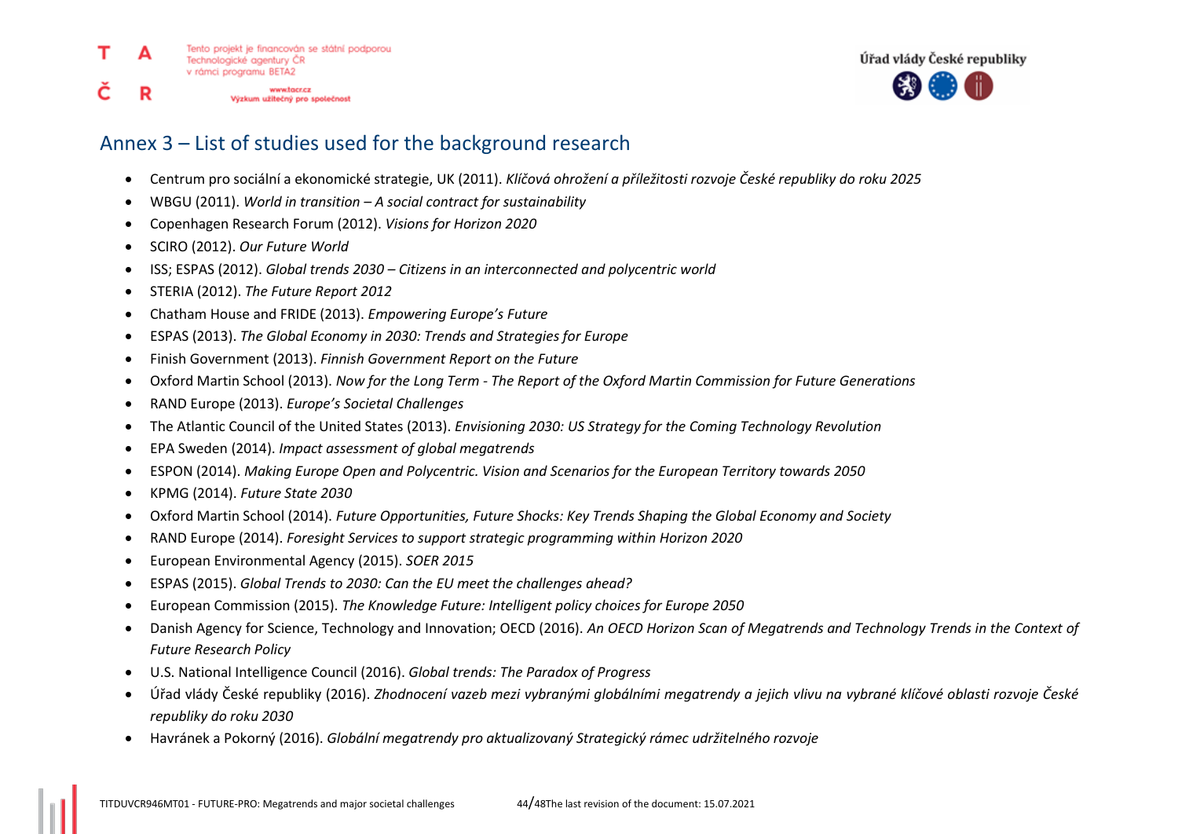## Annex 3 – List of studies used for the background research

- Centrum pro sociální a ekonomické strategie, UK (2011). *Klíčová ohrožení a příležitosti rozvoje České republiky do roku 2025*
- WBGU (2011). *World in transition – A social contract for sustainability*
- Copenhagen Research Forum (2012). *Visions for Horizon 2020*
- SCIRO (2012). *Our Future World*
- ISS; ESPAS (2012). *Global trends 2030 – Citizens in an interconnected and polycentric world*
- STERIA (2012). *The Future Report 2012*
- Chatham House and FRIDE (2013). *Empowering Europe's Future*
- ESPAS (2013). *The Global Economy in 2030: Trends and Strategies for Europe*
- Finish Government (2013). *Finnish Government Report on the Future*
- Oxford Martin School (2013). *Now for the Long Term - The Report of the Oxford Martin Commission for Future Generations*
- RAND Europe (2013). *Europe's Societal Challenges*
- The Atlantic Council of the United States (2013). *Envisioning 2030: US Strategy for the Coming Technology Revolution*
- EPA Sweden (2014). *Impact assessment of global megatrends*
- ESPON (2014). *Making Europe Open and Polycentric. Vision and Scenarios for the European Territory towards 2050*
- KPMG (2014). *Future State 2030*
- Oxford Martin School (2014). *Future Opportunities, Future Shocks: Key Trends Shaping the Global Economy and Society*
- RAND Europe (2014). *Foresight Services to support strategic programming within Horizon 2020*
- European Environmental Agency (2015). *SOER 2015*
- ESPAS (2015). *Global Trends to 2030: Can the EU meet the challenges ahead?*
- European Commission (2015). *The Knowledge Future: Intelligent policy choices for Europe 2050*
- Danish Agency for Science, Technology and Innovation; OECD (2016). *An OECD Horizon Scan of Megatrends and Technology Trends in the Context of Future Research Policy*
- U.S. National Intelligence Council (2016). *Global trends: The Paradox of Progress*
- Úřad vlády České republiky (2016). *Zhodnocení vazeb mezi vybranými globálními megatrendy a jejich vlivu na vybrané klíčové oblasti rozvoje České republiky do roku 2030*
- Havránek a Pokorný (2016). *Globální megatrendy pro aktualizovaný Strategický rámec udržitelného rozvoje*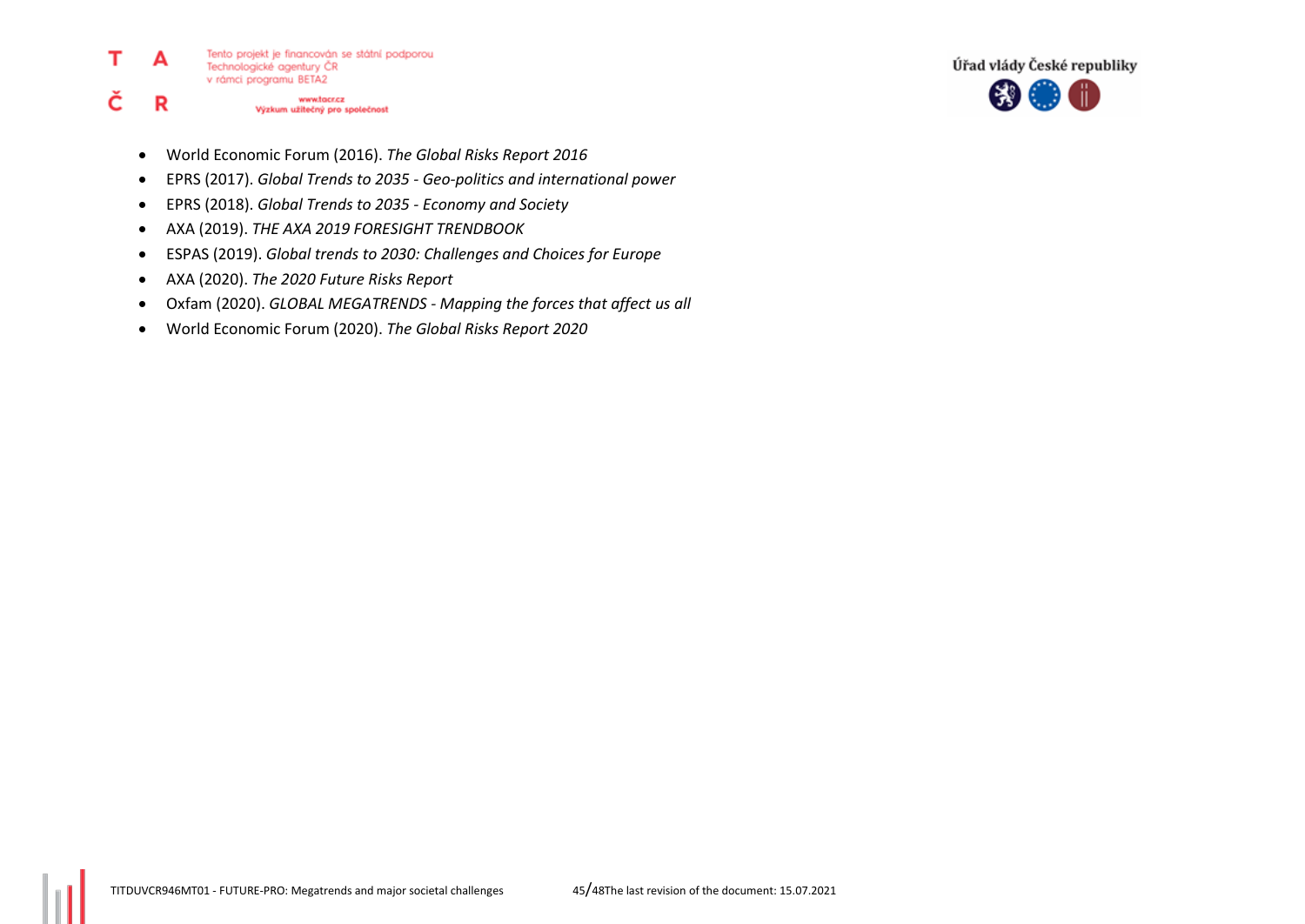- World Economic Forum (2016). *The Global Risks Report 2016*
- EPRS (2017). *Global Trends to 2035 - Geo-politics and international power*
- EPRS (2018). *Global Trends to 2035 - Economy and Society*
- AXA (2019). *THE AXA 2019 FORESIGHT TRENDBOOK*
- ESPAS (2019). *Global trends to 2030: Challenges and Choices for Europe*
- AXA (2020). *The 2020 Future Risks Report*
- Oxfam (2020). *GLOBAL MEGATRENDS - Mapping the forces that affect us all*
- World Economic Forum (2020). *The Global Risks Report 2020*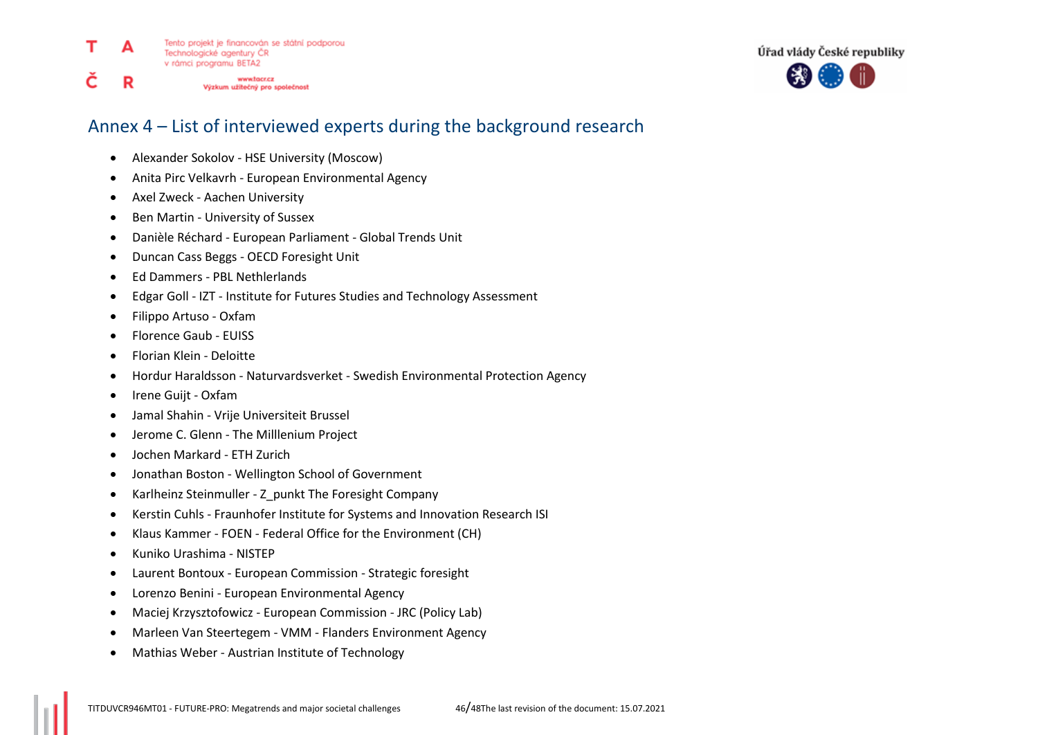## Annex 4 – List of interviewed experts during the background research

- Alexander Sokolov - HSE University (Moscow)
- Anita Pirc Velkavrh - European Environmental Agency
- Axel Zweck - Aachen University
- Ben Martin - University of Sussex
- Danièle Réchard - European Parliament - Global Trends Unit
- Duncan Cass Beggs - OECD Foresight Unit
- Ed Dammers - PBL Nethlerlands
- Edgar Goll - IZT - Institute for Futures Studies and Technology Assessment
- Filippo Artuso - Oxfam
- Florence Gaub - EUISS
- Florian Klein - Deloitte
- Hordur Haraldsson - Naturvardsverket - Swedish Environmental Protection Agency
- Irene Guijt - Oxfam
- Jamal Shahin - Vrije Universiteit Brussel
- Jerome C. Glenn - The Milllenium Project
- Jochen Markard - ETH Zurich
- Jonathan Boston - Wellington School of Government
- Karlheinz Steinmuller - Z_punkt The Foresight Company
- Kerstin Cuhls - Fraunhofer Institute for Systems and Innovation Research ISI
- Klaus Kammer - FOEN - Federal Office for the Environment (CH)
- Kuniko Urashima - NISTEP
- Laurent Bontoux - European Commission - Strategic foresight
- Lorenzo Benini - European Environmental Agency
- Maciej Krzysztofowicz - European Commission - JRC (Policy Lab)
- Marleen Van Steertegem - VMM - Flanders Environment Agency
- Mathias Weber - Austrian Institute of Technology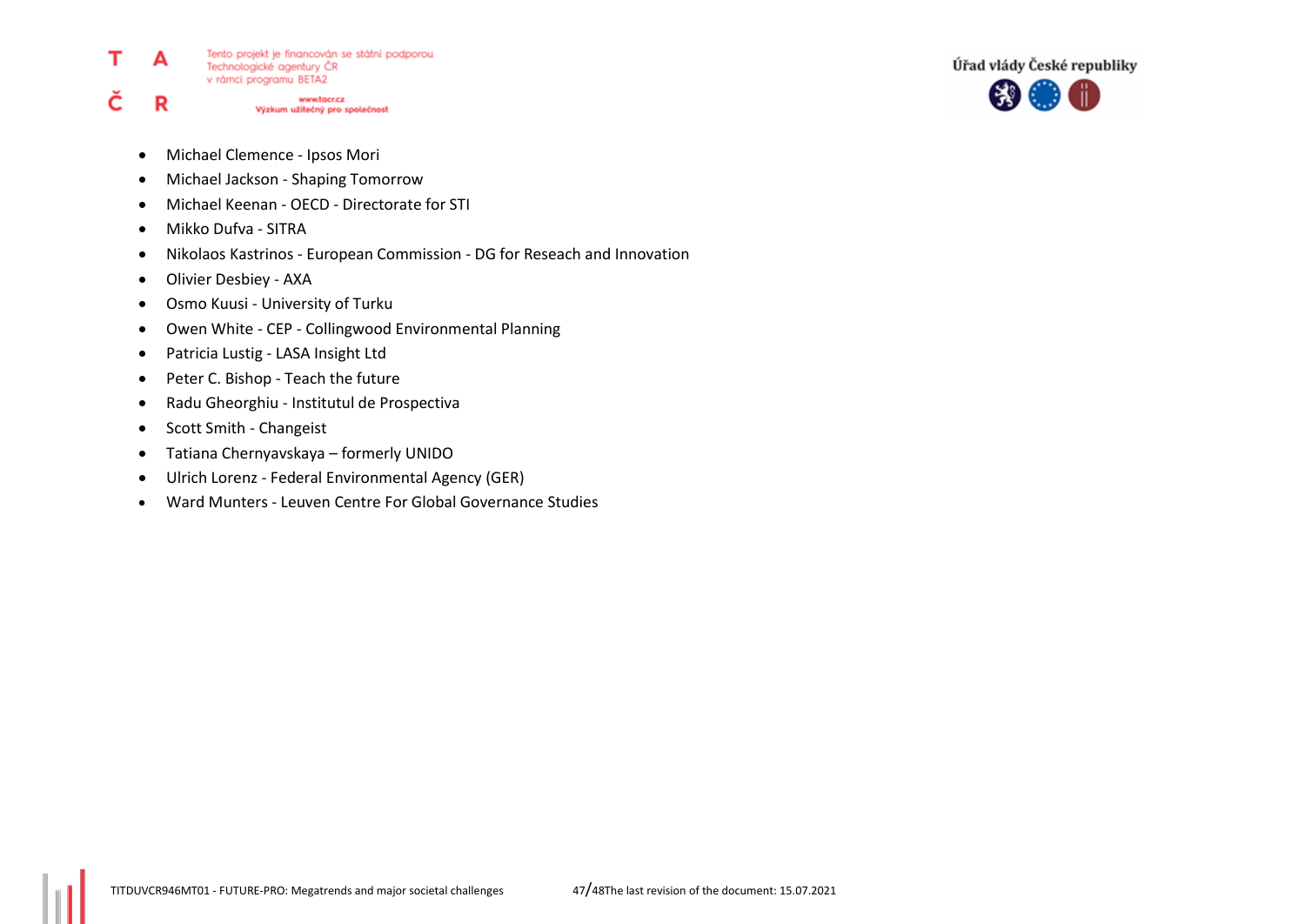- Michael Clemence - Ipsos Mori
- Michael Jackson - Shaping Tomorrow
- Michael Keenan - OECD - Directorate for STI
- Mikko Dufva - SITRA
- Nikolaos Kastrinos - European Commission - DG for Reseach and Innovation
- Olivier Desbiey - AXA
- Osmo Kuusi - University of Turku
- Owen White - CEP - Collingwood Environmental Planning
- Patricia Lustig - LASA Insight Ltd
- Peter C. Bishop - Teach the future
- Radu Gheorghiu - Institutul de Prospectiva
- Scott Smith - Changeist
- Tatiana Chernyavskaya – formerly UNIDO
- Ulrich Lorenz - Federal Environmental Agency (GER)
- Ward Munters - Leuven Centre For Global Governance Studies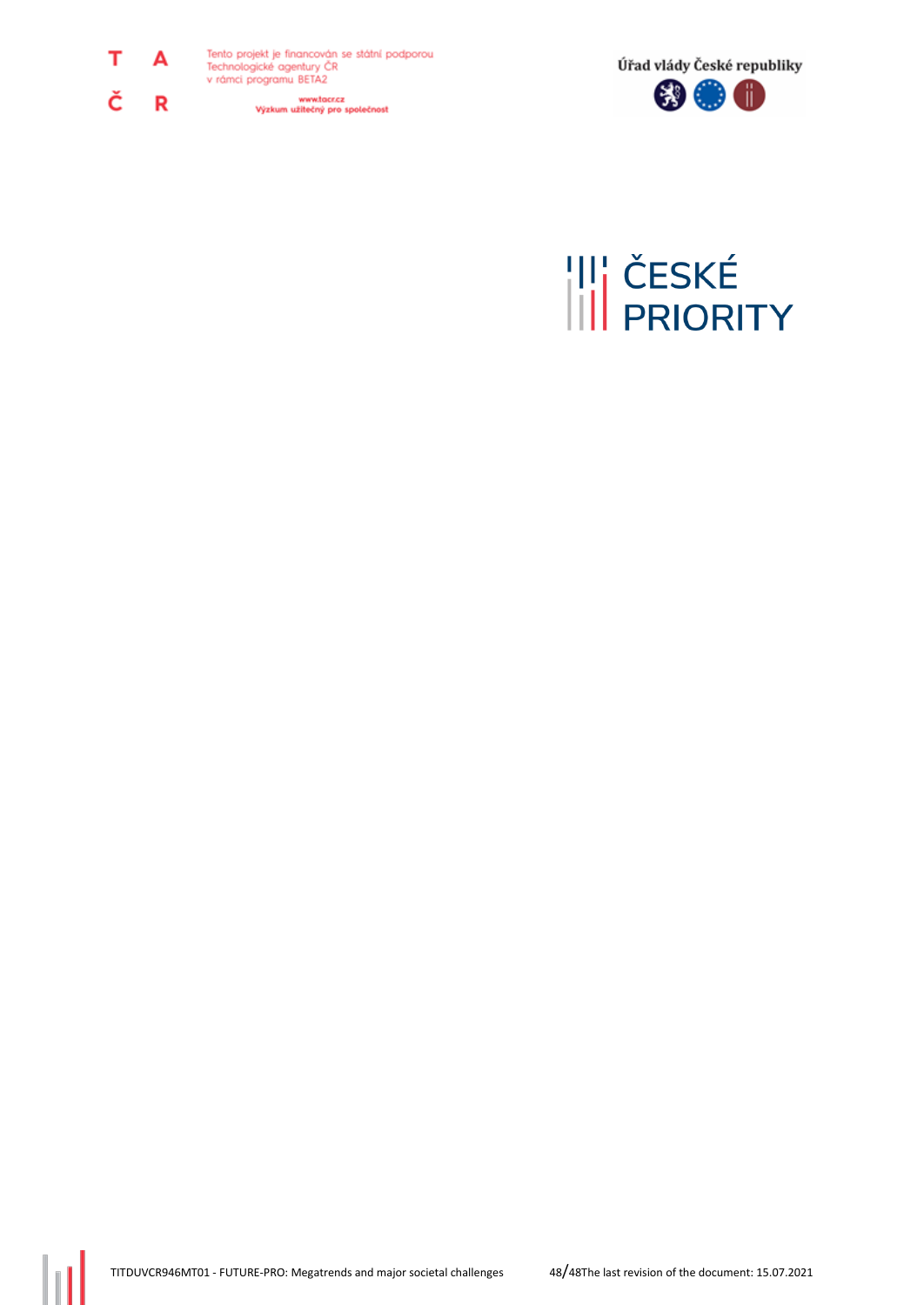Tento projekt je financován se státní podporou Technologické agentury ČR v rámci programu BETA2

www.tacr.cz
Výzkum užitečný pro společnost

Úřad vlády České republiky

ČESKÉ PRIORITY